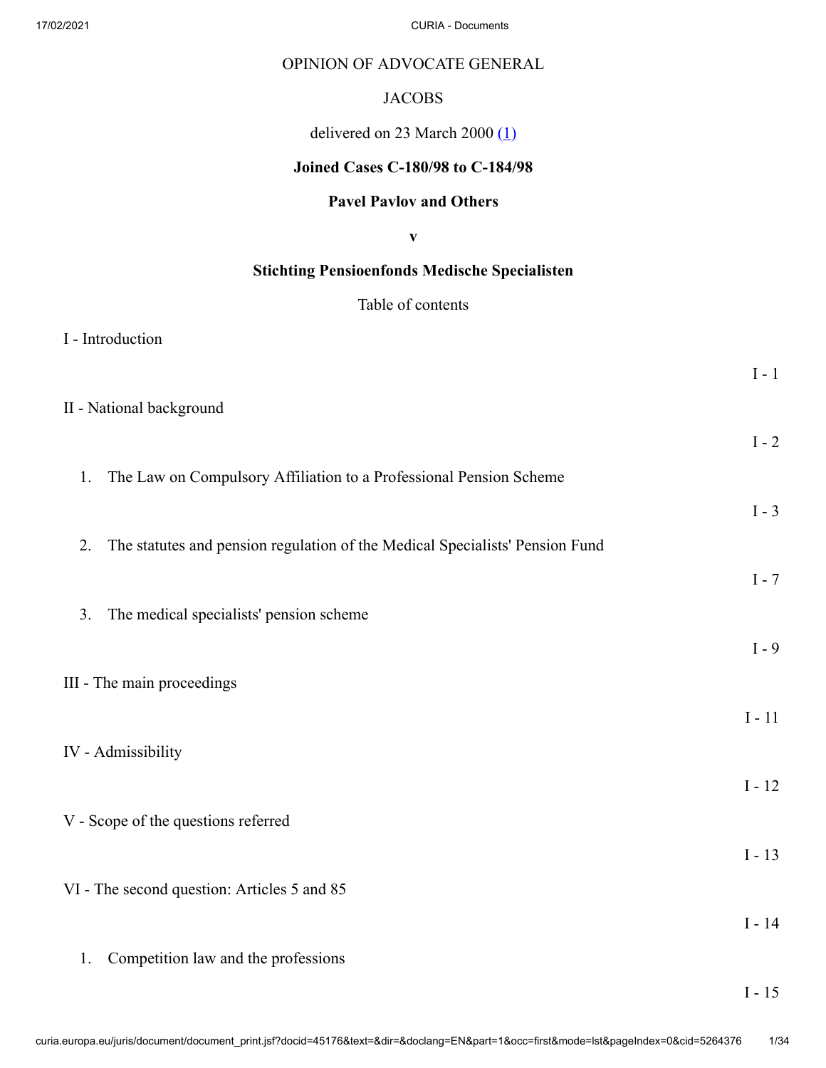OPINION OF ADVOCATE GENERAL

JACOBS

delivered on 23 March 2000 (1)

**Joined Cases C-180/98 to C-184/98**

**Pavel Pavlov and Others**

**v**

**Stichting Pensioenfonds Medische Specialisten**

Table of contents

| | |
|---|---|
| I - Introduction | I - 1 |
| II - National background | I - 2 |
| 1. The Law on Compulsory Affiliation to a Professional Pension Scheme | I - 3 |
| 2. The statutes and pension regulation of the Medical Specialists' Pension Fund | I - 7 |
| 3. The medical specialists' pension scheme | I - 9 |
| III - The main proceedings | I - 11 |
| IV - Admissibility | I - 12 |
| V - Scope of the questions referred | I - 13 |
| VI - The second question: Articles 5 and 85 | I - 14 |
| 1. Competition law and the professions | I - 15 |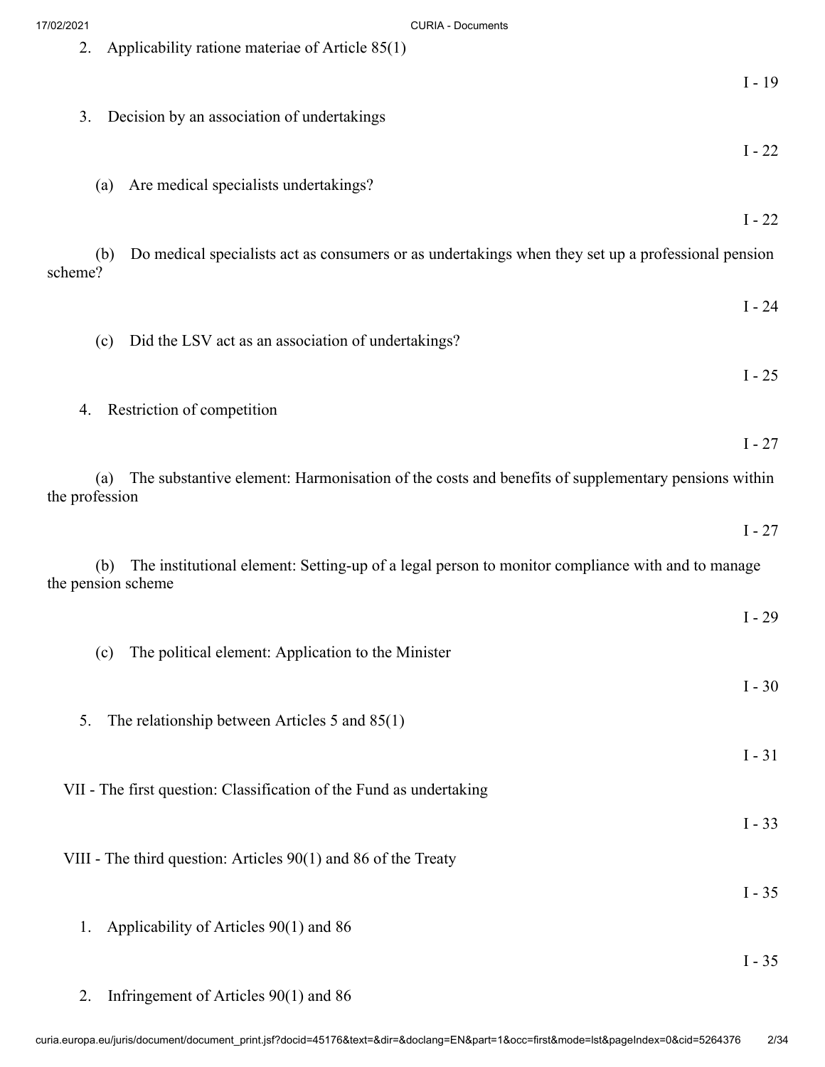2. Applicability ratione materiae of Article 85(1)

I - 19

3. Decision by an association of undertakings

I - 22

(a) Are medical specialists undertakings?

I - 22

(b) Do medical specialists act as consumers or as undertakings when they set up a professional pension scheme?

I - 24

(c) Did the LSV act as an association of undertakings?

I - 25

4. Restriction of competition

I - 27

(a) The substantive element: Harmonisation of the costs and benefits of supplementary pensions within the profession

I - 27

(b) The institutional element: Setting-up of a legal person to monitor compliance with and to manage the pension scheme

I - 29

(c) The political element: Application to the Minister

I - 30

5. The relationship between Articles 5 and 85(1)

I - 31

VII - The first question: Classification of the Fund as undertaking

I - 33

VIII - The third question: Articles 90(1) and 86 of the Treaty

I - 35

1. Applicability of Articles 90(1) and 86

I - 35

2. Infringement of Articles 90(1) and 86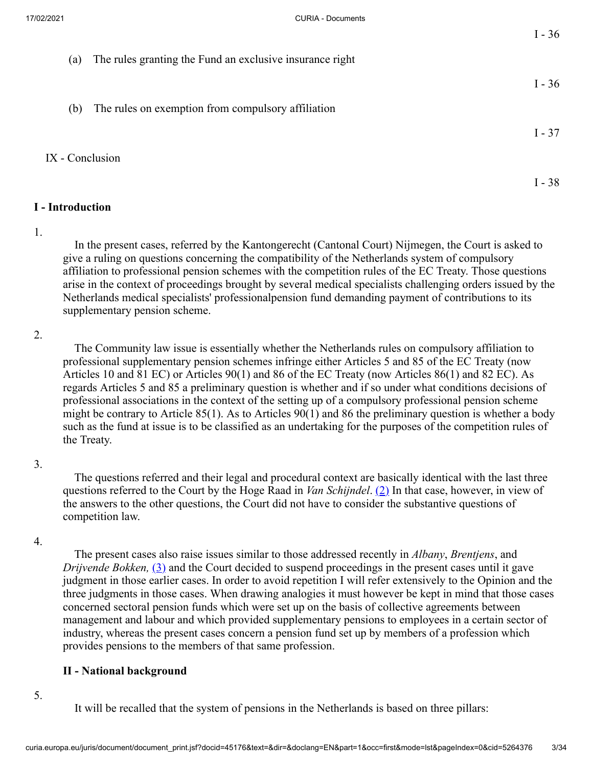(a) The rules granting the Fund an exclusive insurance right — I - 36

(b) The rules on exemption from compulsory affiliation — I - 37

IX - Conclusion — I - 38

## I - Introduction

1. In the present cases, referred by the Kantongerecht (Cantonal Court) Nijmegen, the Court is asked to give a ruling on questions concerning the compatibility of the Netherlands system of compulsory affiliation to professional pension schemes with the competition rules of the EC Treaty. Those questions arise in the context of proceedings brought by several medical specialists challenging orders issued by the Netherlands medical specialists' professionalpension fund demanding payment of contributions to its supplementary pension scheme.

2. The Community law issue is essentially whether the Netherlands rules on compulsory affiliation to professional supplementary pension schemes infringe either Articles 5 and 85 of the EC Treaty (now Articles 10 and 81 EC) or Articles 90(1) and 86 of the EC Treaty (now Articles 86(1) and 82 EC). As regards Articles 5 and 85 a preliminary question is whether and if so under what conditions decisions of professional associations in the context of the setting up of a compulsory professional pension scheme might be contrary to Article 85(1). As to Articles 90(1) and 86 the preliminary question is whether a body such as the fund at issue is to be classified as an undertaking for the purposes of the competition rules of the Treaty.

3. The questions referred and their legal and procedural context are basically identical with the last three questions referred to the Court by the Hoge Raad in *Van Schijndel*. (2) In that case, however, in view of the answers to the other questions, the Court did not have to consider the substantive questions of competition law.

4. The present cases also raise issues similar to those addressed recently in *Albany*, *Brentjens*, and *Drijvende Bokken,* (3) and the Court decided to suspend proceedings in the present cases until it gave judgment in those earlier cases. In order to avoid repetition I will refer extensively to the Opinion and the three judgments in those cases. When drawing analogies it must however be kept in mind that those cases concerned sectoral pension funds which were set up on the basis of collective agreements between management and labour and which provided supplementary pensions to employees in a certain sector of industry, whereas the present cases concern a pension fund set up by members of a profession which provides pensions to the members of that same profession.

### II - National background

5. It will be recalled that the system of pensions in the Netherlands is based on three pillars: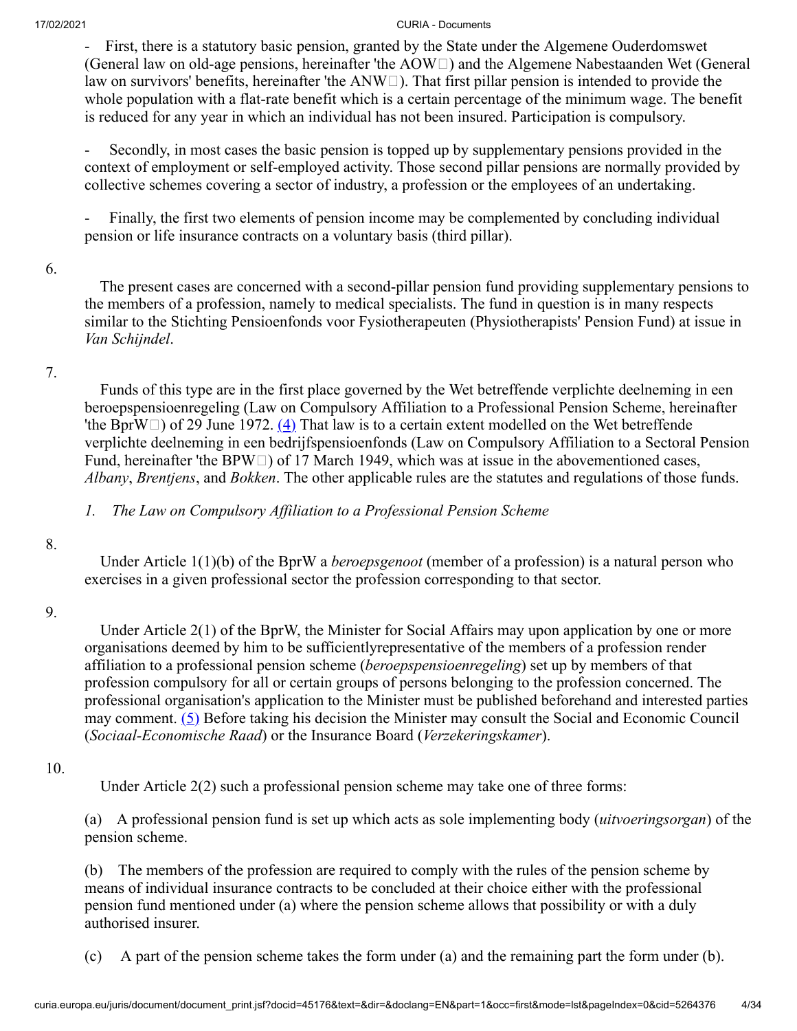- First, there is a statutory basic pension, granted by the State under the Algemene Ouderdomswet (General law on old-age pensions, hereinafter 'the AOW') and the Algemene Nabestaanden Wet (General law on survivors' benefits, hereinafter 'the ANW'). That first pillar pension is intended to provide the whole population with a flat-rate benefit which is a certain percentage of the minimum wage. The benefit is reduced for any year in which an individual has not been insured. Participation is compulsory.

- Secondly, in most cases the basic pension is topped up by supplementary pensions provided in the context of employment or self-employed activity. Those second pillar pensions are normally provided by collective schemes covering a sector of industry, a profession or the employees of an undertaking.

- Finally, the first two elements of pension income may be complemented by concluding individual pension or life insurance contracts on a voluntary basis (third pillar).

6.

The present cases are concerned with a second-pillar pension fund providing supplementary pensions to the members of a profession, namely to medical specialists. The fund in question is in many respects similar to the Stichting Pensioenfonds voor Fysiotherapeuten (Physiotherapists' Pension Fund) at issue in *Van Schijndel*.

7.

Funds of this type are in the first place governed by the Wet betreffende verplichte deelneming in een beroepspensioenregeling (Law on Compulsory Affiliation to a Professional Pension Scheme, hereinafter 'the BprW') of 29 June 1972. (4) That law is to a certain extent modelled on the Wet betreffende verplichte deelneming in een bedrijfspensioenfonds (Law on Compulsory Affiliation to a Sectoral Pension Fund, hereinafter 'the BPW') of 17 March 1949, which was at issue in the abovementioned cases, *Albany*, *Brentjens*, and *Bokken*. The other applicable rules are the statutes and regulations of those funds.

*1. The Law on Compulsory Affiliation to a Professional Pension Scheme*

8.

Under Article 1(1)(b) of the BprW a *beroepsgenoot* (member of a profession) is a natural person who exercises in a given professional sector the profession corresponding to that sector.

9.

Under Article 2(1) of the BprW, the Minister for Social Affairs may upon application by one or more organisations deemed by him to be sufficientlyrepresentative of the members of a profession render affiliation to a professional pension scheme (*beroepspensioenregeling*) set up by members of that profession compulsory for all or certain groups of persons belonging to the profession concerned. The professional organisation's application to the Minister must be published beforehand and interested parties may comment. (5) Before taking his decision the Minister may consult the Social and Economic Council (*Sociaal-Economische Raad*) or the Insurance Board (*Verzekeringskamer*).

10.

Under Article 2(2) such a professional pension scheme may take one of three forms:

(a) A professional pension fund is set up which acts as sole implementing body (*uitvoeringsorgan*) of the pension scheme.

(b) The members of the profession are required to comply with the rules of the pension scheme by means of individual insurance contracts to be concluded at their choice either with the professional pension fund mentioned under (a) where the pension scheme allows that possibility or with a duly authorised insurer.

(c) A part of the pension scheme takes the form under (a) and the remaining part the form under (b).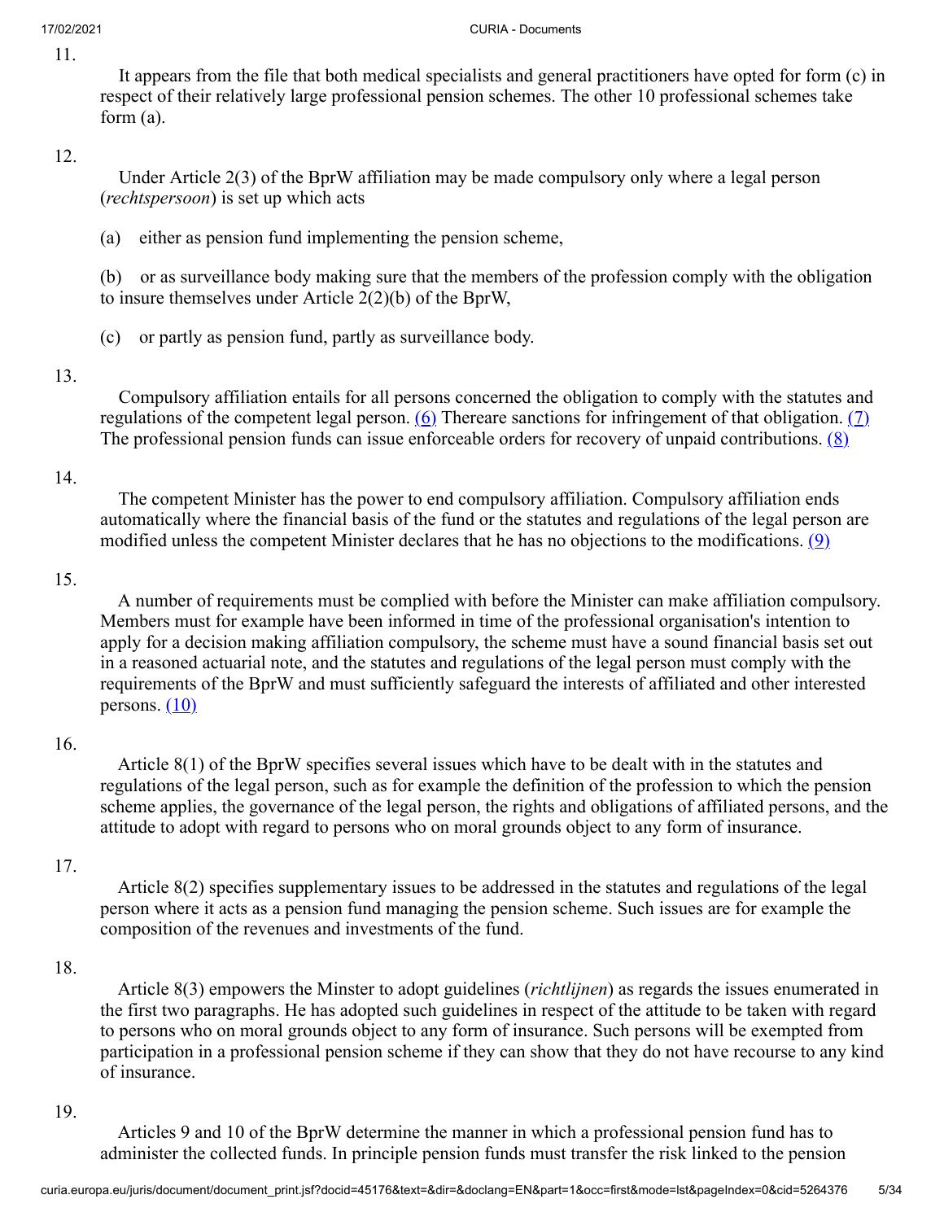11.

It appears from the file that both medical specialists and general practitioners have opted for form (c) in respect of their relatively large professional pension schemes. The other 10 professional schemes take form (a).

12.

Under Article 2(3) of the BprW affiliation may be made compulsory only where a legal person (*rechtspersoon*) is set up which acts

(a) either as pension fund implementing the pension scheme,

(b) or as surveillance body making sure that the members of the profession comply with the obligation to insure themselves under Article 2(2)(b) of the BprW,

(c) or partly as pension fund, partly as surveillance body.

13.

Compulsory affiliation entails for all persons concerned the obligation to comply with the statutes and regulations of the competent legal person. (6) Thereare sanctions for infringement of that obligation. (7) The professional pension funds can issue enforceable orders for recovery of unpaid contributions. (8)

14.

The competent Minister has the power to end compulsory affiliation. Compulsory affiliation ends automatically where the financial basis of the fund or the statutes and regulations of the legal person are modified unless the competent Minister declares that he has no objections to the modifications. (9)

15.

A number of requirements must be complied with before the Minister can make affiliation compulsory. Members must for example have been informed in time of the professional organisation's intention to apply for a decision making affiliation compulsory, the scheme must have a sound financial basis set out in a reasoned actuarial note, and the statutes and regulations of the legal person must comply with the requirements of the BprW and must sufficiently safeguard the interests of affiliated and other interested persons. (10)

16.

Article 8(1) of the BprW specifies several issues which have to be dealt with in the statutes and regulations of the legal person, such as for example the definition of the profession to which the pension scheme applies, the governance of the legal person, the rights and obligations of affiliated persons, and the attitude to adopt with regard to persons who on moral grounds object to any form of insurance.

17.

Article 8(2) specifies supplementary issues to be addressed in the statutes and regulations of the legal person where it acts as a pension fund managing the pension scheme. Such issues are for example the composition of the revenues and investments of the fund.

18.

Article 8(3) empowers the Minster to adopt guidelines (*richtlijnen*) as regards the issues enumerated in the first two paragraphs. He has adopted such guidelines in respect of the attitude to be taken with regard to persons who on moral grounds object to any form of insurance. Such persons will be exempted from participation in a professional pension scheme if they can show that they do not have recourse to any kind of insurance.

19.

Articles 9 and 10 of the BprW determine the manner in which a professional pension fund has to administer the collected funds. In principle pension funds must transfer the risk linked to the pension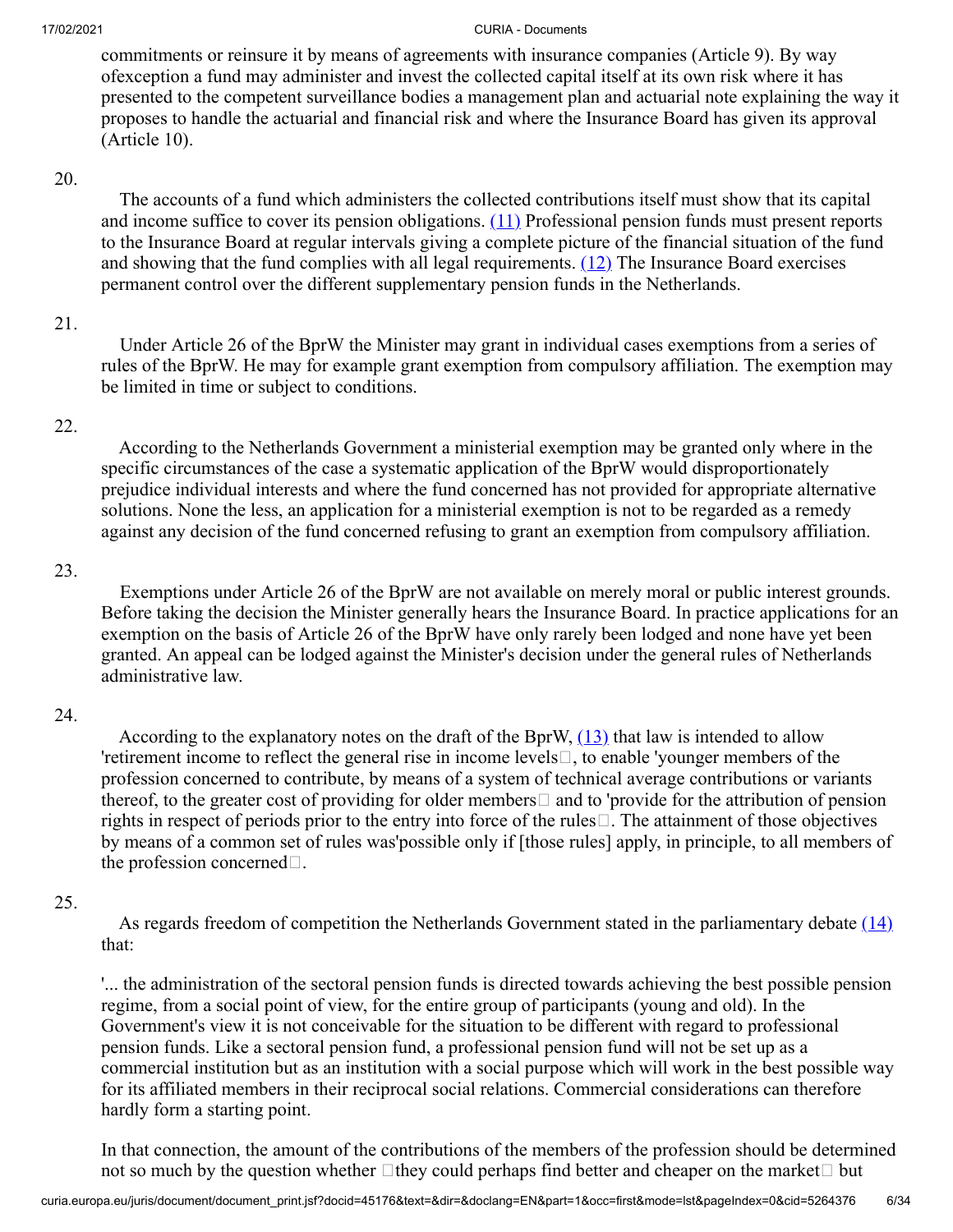commitments or reinsure it by means of agreements with insurance companies (Article 9). By way ofexception a fund may administer and invest the collected capital itself at its own risk where it has presented to the competent surveillance bodies a management plan and actuarial note explaining the way it proposes to handle the actuarial and financial risk and where the Insurance Board has given its approval (Article 10).

20.

The accounts of a fund which administers the collected contributions itself must show that its capital and income suffice to cover its pension obligations. (11) Professional pension funds must present reports to the Insurance Board at regular intervals giving a complete picture of the financial situation of the fund and showing that the fund complies with all legal requirements. (12) The Insurance Board exercises permanent control over the different supplementary pension funds in the Netherlands.

21.

Under Article 26 of the BprW the Minister may grant in individual cases exemptions from a series of rules of the BprW. He may for example grant exemption from compulsory affiliation. The exemption may be limited in time or subject to conditions.

22.

According to the Netherlands Government a ministerial exemption may be granted only where in the specific circumstances of the case a systematic application of the BprW would disproportionately prejudice individual interests and where the fund concerned has not provided for appropriate alternative solutions. None the less, an application for a ministerial exemption is not to be regarded as a remedy against any decision of the fund concerned refusing to grant an exemption from compulsory affiliation.

23.

Exemptions under Article 26 of the BprW are not available on merely moral or public interest grounds. Before taking the decision the Minister generally hears the Insurance Board. In practice applications for an exemption on the basis of Article 26 of the BprW have only rarely been lodged and none have yet been granted. An appeal can be lodged against the Minister's decision under the general rules of Netherlands administrative law.

24.

According to the explanatory notes on the draft of the BprW, (13) that law is intended to allow 'retirement income to reflect the general rise in income levels', to enable 'younger members of the profession concerned to contribute, by means of a system of technical average contributions or variants thereof, to the greater cost of providing for older members' and to 'provide for the attribution of pension rights in respect of periods prior to the entry into force of the rules'. The attainment of those objectives by means of a common set of rules was'possible only if [those rules] apply, in principle, to all members of the profession concerned'.

25.

As regards freedom of competition the Netherlands Government stated in the parliamentary debate (14) that:

'... the administration of the sectoral pension funds is directed towards achieving the best possible pension regime, from a social point of view, for the entire group of participants (young and old). In the Government's view it is not conceivable for the situation to be different with regard to professional pension funds. Like a sectoral pension fund, a professional pension fund will not be set up as a commercial institution but as an institution with a social purpose which will work in the best possible way for its affiliated members in their reciprocal social relations. Commercial considerations can therefore hardly form a starting point.

In that connection, the amount of the contributions of the members of the profession should be determined not so much by the question whether 'they could perhaps find better and cheaper on the market' but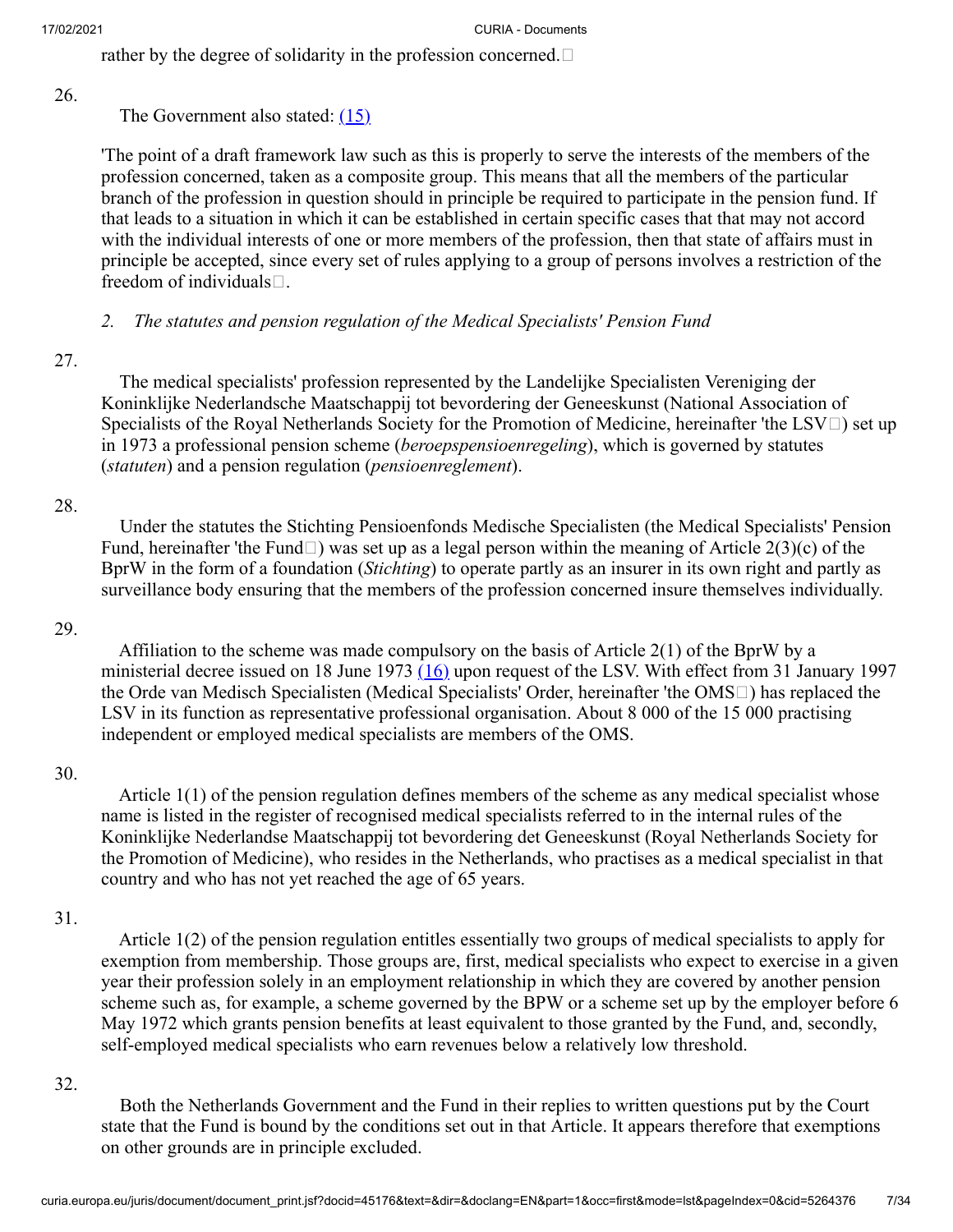rather by the degree of solidarity in the profession concerned.'

26.

The Government also stated: (15)

'The point of a draft framework law such as this is properly to serve the interests of the members of the profession concerned, taken as a composite group. This means that all the members of the particular branch of the profession in question should in principle be required to participate in the pension fund. If that leads to a situation in which it can be established in certain specific cases that that may not accord with the individual interests of one or more members of the profession, then that state of affairs must in principle be accepted, since every set of rules applying to a group of persons involves a restriction of the freedom of individuals'.

*2. The statutes and pension regulation of the Medical Specialists' Pension Fund*

27.

The medical specialists' profession represented by the Landelijke Specialisten Vereniging der Koninklijke Nederlandsche Maatschappij tot bevordering der Geneeskunst (National Association of Specialists of the Royal Netherlands Society for the Promotion of Medicine, hereinafter 'the LSV') set up in 1973 a professional pension scheme (*beroepspensioenregeling*), which is governed by statutes (*statuten*) and a pension regulation (*pensioenreglement*).

28.

Under the statutes the Stichting Pensioenfonds Medische Specialisten (the Medical Specialists' Pension Fund, hereinafter 'the Fund') was set up as a legal person within the meaning of Article 2(3)(c) of the BprW in the form of a foundation (*Stichting*) to operate partly as an insurer in its own right and partly as surveillance body ensuring that the members of the profession concerned insure themselves individually.

29.

Affiliation to the scheme was made compulsory on the basis of Article 2(1) of the BprW by a ministerial decree issued on 18 June 1973 (16) upon request of the LSV. With effect from 31 January 1997 the Orde van Medisch Specialisten (Medical Specialists' Order, hereinafter 'the OMS') has replaced the LSV in its function as representative professional organisation. About 8 000 of the 15 000 practising independent or employed medical specialists are members of the OMS.

30.

Article 1(1) of the pension regulation defines members of the scheme as any medical specialist whose name is listed in the register of recognised medical specialists referred to in the internal rules of the Koninklijke Nederlandse Maatschappij tot bevordering det Geneeskunst (Royal Netherlands Society for the Promotion of Medicine), who resides in the Netherlands, who practises as a medical specialist in that country and who has not yet reached the age of 65 years.

31.

Article 1(2) of the pension regulation entitles essentially two groups of medical specialists to apply for exemption from membership. Those groups are, first, medical specialists who expect to exercise in a given year their profession solely in an employment relationship in which they are covered by another pension scheme such as, for example, a scheme governed by the BPW or a scheme set up by the employer before 6 May 1972 which grants pension benefits at least equivalent to those granted by the Fund, and, secondly, self-employed medical specialists who earn revenues below a relatively low threshold.

32.

Both the Netherlands Government and the Fund in their replies to written questions put by the Court state that the Fund is bound by the conditions set out in that Article. It appears therefore that exemptions on other grounds are in principle excluded.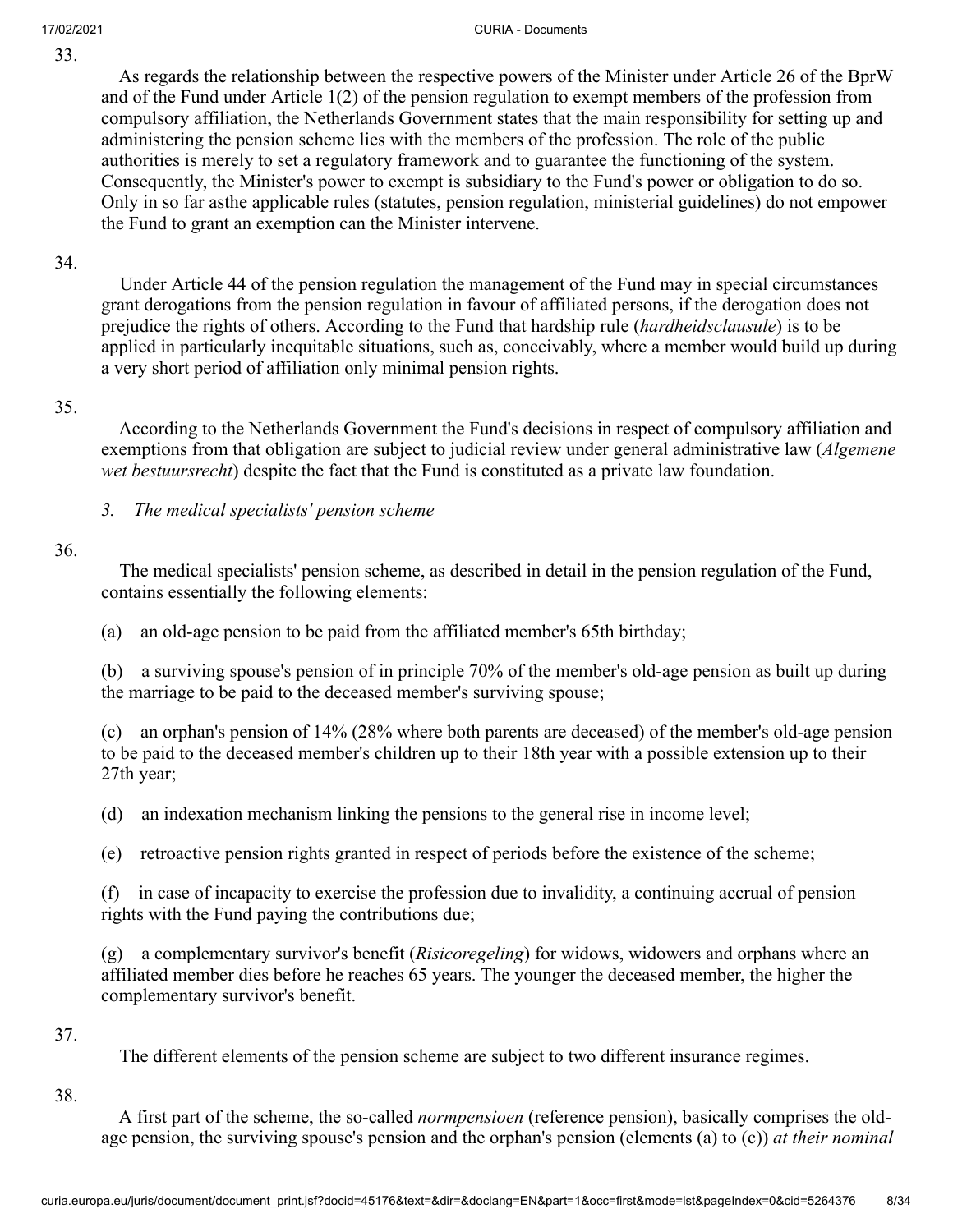33.

As regards the relationship between the respective powers of the Minister under Article 26 of the BprW and of the Fund under Article 1(2) of the pension regulation to exempt members of the profession from compulsory affiliation, the Netherlands Government states that the main responsibility for setting up and administering the pension scheme lies with the members of the profession. The role of the public authorities is merely to set a regulatory framework and to guarantee the functioning of the system. Consequently, the Minister's power to exempt is subsidiary to the Fund's power or obligation to do so. Only in so far asthe applicable rules (statutes, pension regulation, ministerial guidelines) do not empower the Fund to grant an exemption can the Minister intervene.

34.

Under Article 44 of the pension regulation the management of the Fund may in special circumstances grant derogations from the pension regulation in favour of affiliated persons, if the derogation does not prejudice the rights of others. According to the Fund that hardship rule (*hardheidsclausule*) is to be applied in particularly inequitable situations, such as, conceivably, where a member would build up during a very short period of affiliation only minimal pension rights.

35.

According to the Netherlands Government the Fund's decisions in respect of compulsory affiliation and exemptions from that obligation are subject to judicial review under general administrative law (*Algemene wet bestuursrecht*) despite the fact that the Fund is constituted as a private law foundation.

*3. The medical specialists' pension scheme*

36.

The medical specialists' pension scheme, as described in detail in the pension regulation of the Fund, contains essentially the following elements:

(a) an old-age pension to be paid from the affiliated member's 65th birthday;

(b) a surviving spouse's pension of in principle 70% of the member's old-age pension as built up during the marriage to be paid to the deceased member's surviving spouse;

(c) an orphan's pension of 14% (28% where both parents are deceased) of the member's old-age pension to be paid to the deceased member's children up to their 18th year with a possible extension up to their 27th year;

(d) an indexation mechanism linking the pensions to the general rise in income level;

(e) retroactive pension rights granted in respect of periods before the existence of the scheme;

(f) in case of incapacity to exercise the profession due to invalidity, a continuing accrual of pension rights with the Fund paying the contributions due;

(g) a complementary survivor's benefit (*Risicoregeling*) for widows, widowers and orphans where an affiliated member dies before he reaches 65 years. The younger the deceased member, the higher the complementary survivor's benefit.

37.

The different elements of the pension scheme are subject to two different insurance regimes.

38.

A first part of the scheme, the so-called *normpensioen* (reference pension), basically comprises the old-age pension, the surviving spouse's pension and the orphan's pension (elements (a) to (c)) *at their nominal*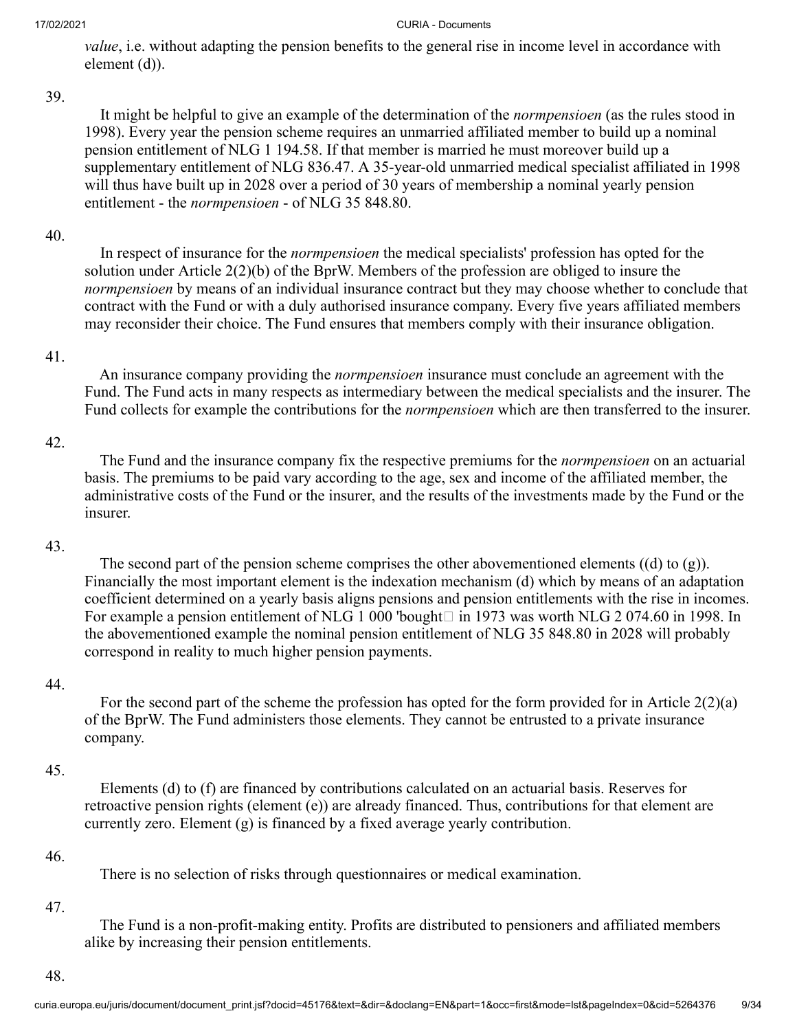*value*, i.e. without adapting the pension benefits to the general rise in income level in accordance with element (d)).

39.

It might be helpful to give an example of the determination of the *normpensioen* (as the rules stood in 1998). Every year the pension scheme requires an unmarried affiliated member to build up a nominal pension entitlement of NLG 1 194.58. If that member is married he must moreover build up a supplementary entitlement of NLG 836.47. A 35-year-old unmarried medical specialist affiliated in 1998 will thus have built up in 2028 over a period of 30 years of membership a nominal yearly pension entitlement - the *normpensioen* - of NLG 35 848.80.

40.

In respect of insurance for the *normpensioen* the medical specialists' profession has opted for the solution under Article 2(2)(b) of the BprW. Members of the profession are obliged to insure the *normpensioen* by means of an individual insurance contract but they may choose whether to conclude that contract with the Fund or with a duly authorised insurance company. Every five years affiliated members may reconsider their choice. The Fund ensures that members comply with their insurance obligation.

41.

An insurance company providing the *normpensioen* insurance must conclude an agreement with the Fund. The Fund acts in many respects as intermediary between the medical specialists and the insurer. The Fund collects for example the contributions for the *normpensioen* which are then transferred to the insurer.

42.

The Fund and the insurance company fix the respective premiums for the *normpensioen* on an actuarial basis. The premiums to be paid vary according to the age, sex and income of the affiliated member, the administrative costs of the Fund or the insurer, and the results of the investments made by the Fund or the insurer.

43.

The second part of the pension scheme comprises the other abovementioned elements ((d) to (g)). Financially the most important element is the indexation mechanism (d) which by means of an adaptation coefficient determined on a yearly basis aligns pensions and pension entitlements with the rise in incomes. For example a pension entitlement of NLG 1 000 'bought' in 1973 was worth NLG 2 074.60 in 1998. In the abovementioned example the nominal pension entitlement of NLG 35 848.80 in 2028 will probably correspond in reality to much higher pension payments.

44.

For the second part of the scheme the profession has opted for the form provided for in Article 2(2)(a) of the BprW. The Fund administers those elements. They cannot be entrusted to a private insurance company.

45.

Elements (d) to (f) are financed by contributions calculated on an actuarial basis. Reserves for retroactive pension rights (element (e)) are already financed. Thus, contributions for that element are currently zero. Element (g) is financed by a fixed average yearly contribution.

46.

There is no selection of risks through questionnaires or medical examination.

47.

The Fund is a non-profit-making entity. Profits are distributed to pensioners and affiliated members alike by increasing their pension entitlements.

48.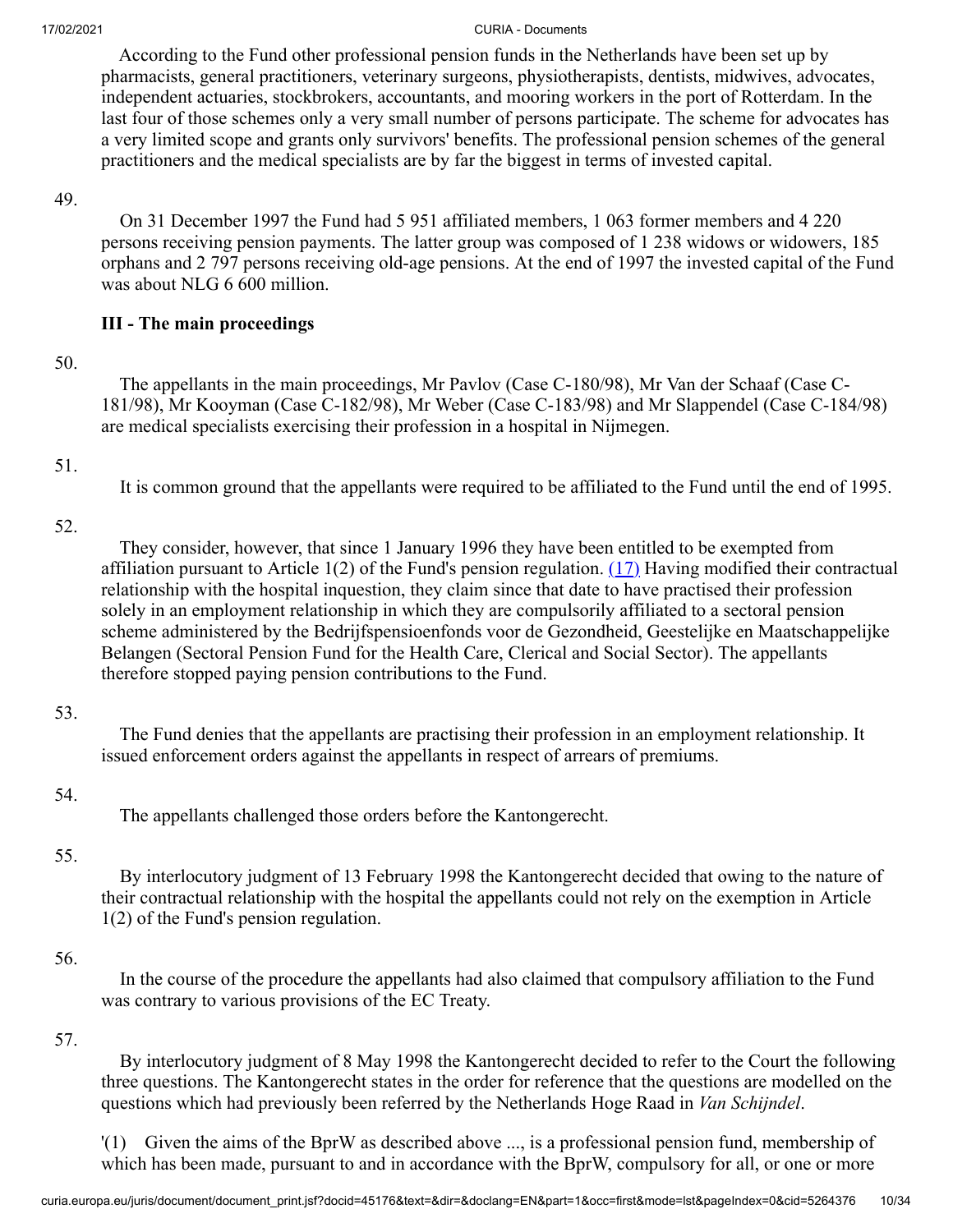According to the Fund other professional pension funds in the Netherlands have been set up by pharmacists, general practitioners, veterinary surgeons, physiotherapists, dentists, midwives, advocates, independent actuaries, stockbrokers, accountants, and mooring workers in the port of Rotterdam. In the last four of those schemes only a very small number of persons participate. The scheme for advocates has a very limited scope and grants only survivors' benefits. The professional pension schemes of the general practitioners and the medical specialists are by far the biggest in terms of invested capital.

49.

On 31 December 1997 the Fund had 5 951 affiliated members, 1 063 former members and 4 220 persons receiving pension payments. The latter group was composed of 1 238 widows or widowers, 185 orphans and 2 797 persons receiving old-age pensions. At the end of 1997 the invested capital of the Fund was about NLG 6 600 million.

### III - The main proceedings

50.

The appellants in the main proceedings, Mr Pavlov (Case C-180/98), Mr Van der Schaaf (Case C-181/98), Mr Kooyman (Case C-182/98), Mr Weber (Case C-183/98) and Mr Slappendel (Case C-184/98) are medical specialists exercising their profession in a hospital in Nijmegen.

51.

It is common ground that the appellants were required to be affiliated to the Fund until the end of 1995.

52.

They consider, however, that since 1 January 1996 they have been entitled to be exempted from affiliation pursuant to Article 1(2) of the Fund's pension regulation. (17) Having modified their contractual relationship with the hospital inquestion, they claim since that date to have practised their profession solely in an employment relationship in which they are compulsorily affiliated to a sectoral pension scheme administered by the Bedrijfspensioenfonds voor de Gezondheid, Geestelijke en Maatschappelijke Belangen (Sectoral Pension Fund for the Health Care, Clerical and Social Sector). The appellants therefore stopped paying pension contributions to the Fund.

53.

The Fund denies that the appellants are practising their profession in an employment relationship. It issued enforcement orders against the appellants in respect of arrears of premiums.

54.

The appellants challenged those orders before the Kantongerecht.

55.

By interlocutory judgment of 13 February 1998 the Kantongerecht decided that owing to the nature of their contractual relationship with the hospital the appellants could not rely on the exemption in Article 1(2) of the Fund's pension regulation.

56.

In the course of the procedure the appellants had also claimed that compulsory affiliation to the Fund was contrary to various provisions of the EC Treaty.

57.

By interlocutory judgment of 8 May 1998 the Kantongerecht decided to refer to the Court the following three questions. The Kantongerecht states in the order for reference that the questions are modelled on the questions which had previously been referred by the Netherlands Hoge Raad in *Van Schijndel*.

'(1) Given the aims of the BprW as described above ..., is a professional pension fund, membership of which has been made, pursuant to and in accordance with the BprW, compulsory for all, or one or more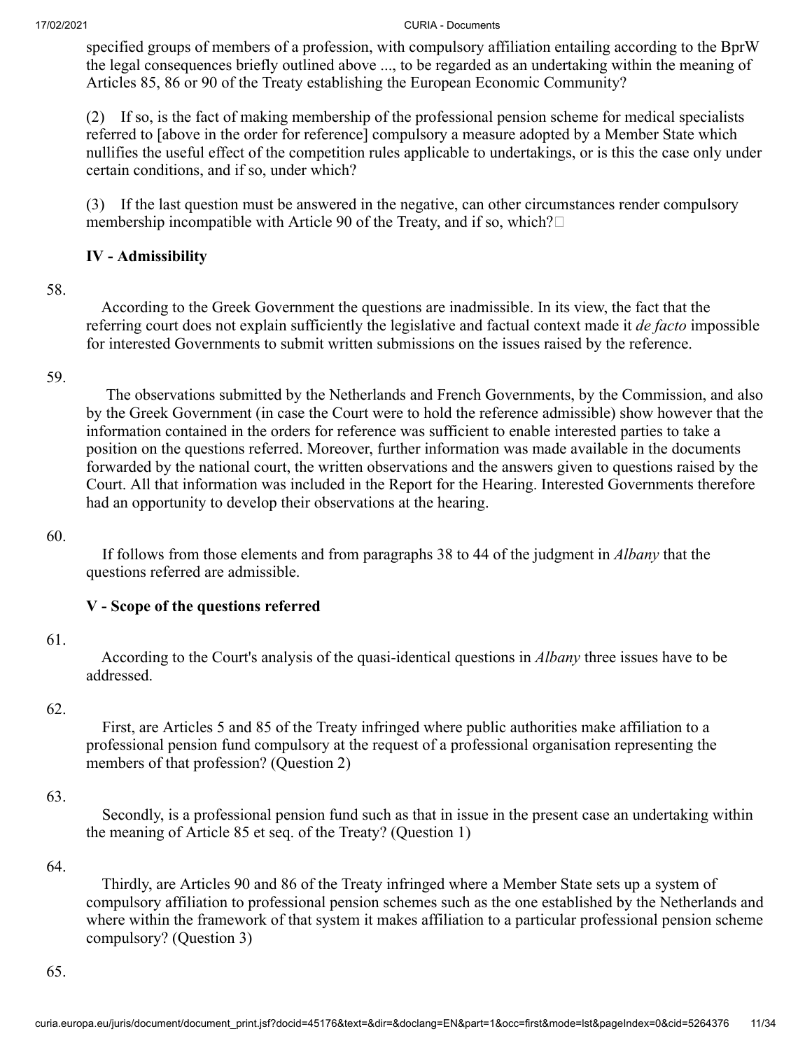specified groups of members of a profession, with compulsory affiliation entailing according to the BprW the legal consequences briefly outlined above ..., to be regarded as an undertaking within the meaning of Articles 85, 86 or 90 of the Treaty establishing the European Economic Community?

(2) If so, is the fact of making membership of the professional pension scheme for medical specialists referred to [above in the order for reference] compulsory a measure adopted by a Member State which nullifies the useful effect of the competition rules applicable to undertakings, or is this the case only under certain conditions, and if so, under which?

(3) If the last question must be answered in the negative, can other circumstances render compulsory membership incompatible with Article 90 of the Treaty, and if so, which?

## IV - Admissibility

58.

According to the Greek Government the questions are inadmissible. In its view, the fact that the referring court does not explain sufficiently the legislative and factual context made it *de facto* impossible for interested Governments to submit written submissions on the issues raised by the reference.

59.

The observations submitted by the Netherlands and French Governments, by the Commission, and also by the Greek Government (in case the Court were to hold the reference admissible) show however that the information contained in the orders for reference was sufficient to enable interested parties to take a position on the questions referred. Moreover, further information was made available in the documents forwarded by the national court, the written observations and the answers given to questions raised by the Court. All that information was included in the Report for the Hearing. Interested Governments therefore had an opportunity to develop their observations at the hearing.

60.

If follows from those elements and from paragraphs 38 to 44 of the judgment in *Albany* that the questions referred are admissible.

## V - Scope of the questions referred

61.

According to the Court's analysis of the quasi-identical questions in *Albany* three issues have to be addressed.

62.

First, are Articles 5 and 85 of the Treaty infringed where public authorities make affiliation to a professional pension fund compulsory at the request of a professional organisation representing the members of that profession? (Question 2)

63.

Secondly, is a professional pension fund such as that in issue in the present case an undertaking within the meaning of Article 85 et seq. of the Treaty? (Question 1)

64.

Thirdly, are Articles 90 and 86 of the Treaty infringed where a Member State sets up a system of compulsory affiliation to professional pension schemes such as the one established by the Netherlands and where within the framework of that system it makes affiliation to a particular professional pension scheme compulsory? (Question 3)

65.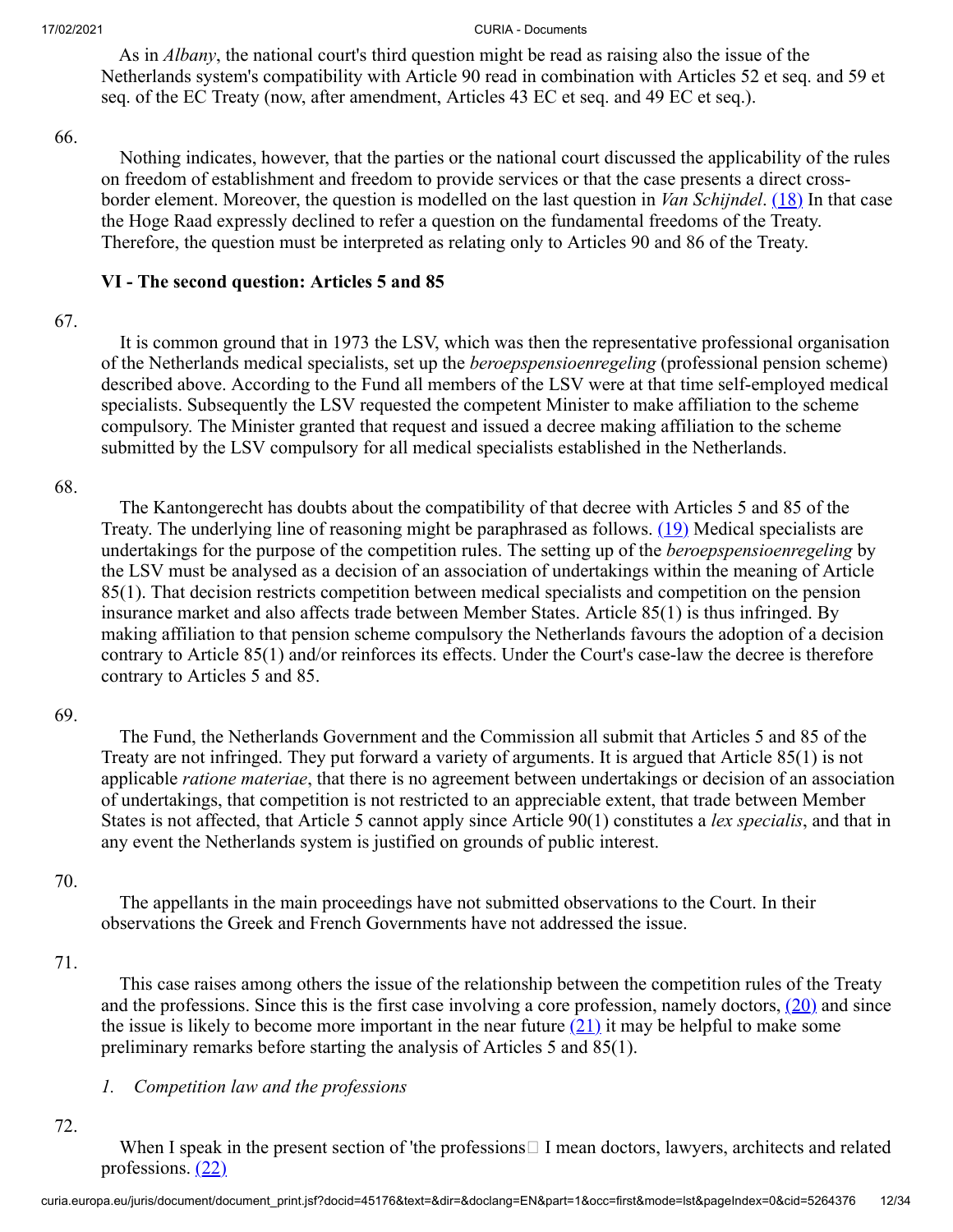As in *Albany*, the national court's third question might be read as raising also the issue of the Netherlands system's compatibility with Article 90 read in combination with Articles 52 et seq. and 59 et seq. of the EC Treaty (now, after amendment, Articles 43 EC et seq. and 49 EC et seq.).

66.

Nothing indicates, however, that the parties or the national court discussed the applicability of the rules on freedom of establishment and freedom to provide services or that the case presents a direct cross-border element. Moreover, the question is modelled on the last question in *Van Schijndel*. (18) In that case the Hoge Raad expressly declined to refer a question on the fundamental freedoms of the Treaty. Therefore, the question must be interpreted as relating only to Articles 90 and 86 of the Treaty.

### VI - The second question: Articles 5 and 85

67.

It is common ground that in 1973 the LSV, which was then the representative professional organisation of the Netherlands medical specialists, set up the *beroepspensioenregeling* (professional pension scheme) described above. According to the Fund all members of the LSV were at that time self-employed medical specialists. Subsequently the LSV requested the competent Minister to make affiliation to the scheme compulsory. The Minister granted that request and issued a decree making affiliation to the scheme submitted by the LSV compulsory for all medical specialists established in the Netherlands.

68.

The Kantongerecht has doubts about the compatibility of that decree with Articles 5 and 85 of the Treaty. The underlying line of reasoning might be paraphrased as follows. (19) Medical specialists are undertakings for the purpose of the competition rules. The setting up of the *beroepspensioenregeling* by the LSV must be analysed as a decision of an association of undertakings within the meaning of Article 85(1). That decision restricts competition between medical specialists and competition on the pension insurance market and also affects trade between Member States. Article 85(1) is thus infringed. By making affiliation to that pension scheme compulsory the Netherlands favours the adoption of a decision contrary to Article 85(1) and/or reinforces its effects. Under the Court's case-law the decree is therefore contrary to Articles 5 and 85.

69.

The Fund, the Netherlands Government and the Commission all submit that Articles 5 and 85 of the Treaty are not infringed. They put forward a variety of arguments. It is argued that Article 85(1) is not applicable *ratione materiae*, that there is no agreement between undertakings or decision of an association of undertakings, that competition is not restricted to an appreciable extent, that trade between Member States is not affected, that Article 5 cannot apply since Article 90(1) constitutes a *lex specialis*, and that in any event the Netherlands system is justified on grounds of public interest.

70.

The appellants in the main proceedings have not submitted observations to the Court. In their observations the Greek and French Governments have not addressed the issue.

71.

This case raises among others the issue of the relationship between the competition rules of the Treaty and the professions. Since this is the first case involving a core profession, namely doctors, (20) and since the issue is likely to become more important in the near future (21) it may be helpful to make some preliminary remarks before starting the analysis of Articles 5 and 85(1).

#### *1. Competition law and the professions*

72.

When I speak in the present section of 'the professions' I mean doctors, lawyers, architects and related professions. (22)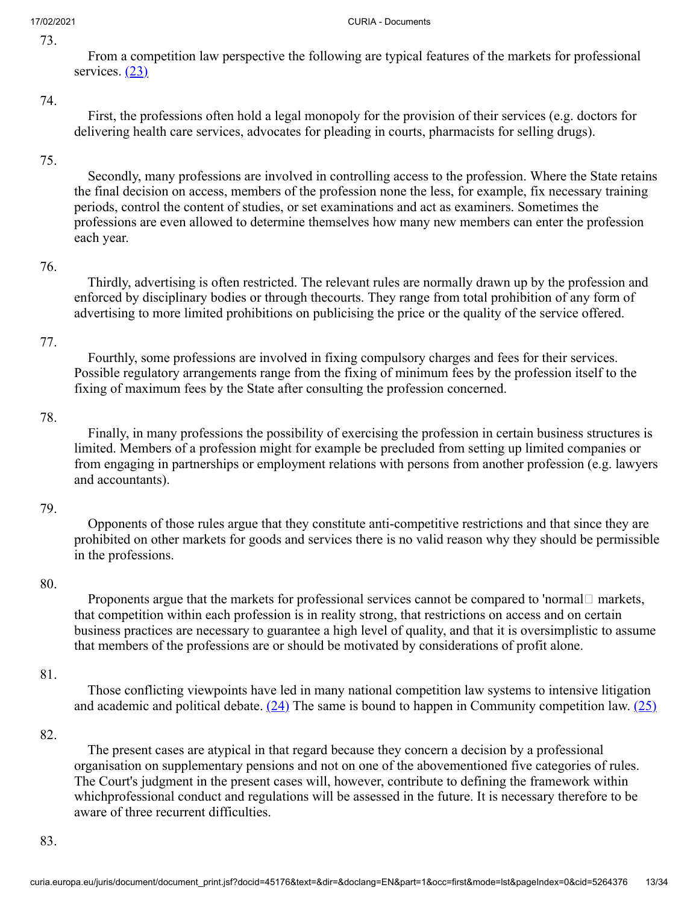73.

From a competition law perspective the following are typical features of the markets for professional services. (23)

74.

First, the professions often hold a legal monopoly for the provision of their services (e.g. doctors for delivering health care services, advocates for pleading in courts, pharmacists for selling drugs).

75.

Secondly, many professions are involved in controlling access to the profession. Where the State retains the final decision on access, members of the profession none the less, for example, fix necessary training periods, control the content of studies, or set examinations and act as examiners. Sometimes the professions are even allowed to determine themselves how many new members can enter the profession each year.

76.

Thirdly, advertising is often restricted. The relevant rules are normally drawn up by the profession and enforced by disciplinary bodies or through thecourts. They range from total prohibition of any form of advertising to more limited prohibitions on publicising the price or the quality of the service offered.

77.

Fourthly, some professions are involved in fixing compulsory charges and fees for their services. Possible regulatory arrangements range from the fixing of minimum fees by the profession itself to the fixing of maximum fees by the State after consulting the profession concerned.

78.

Finally, in many professions the possibility of exercising the profession in certain business structures is limited. Members of a profession might for example be precluded from setting up limited companies or from engaging in partnerships or employment relations with persons from another profession (e.g. lawyers and accountants).

79.

Opponents of those rules argue that they constitute anti-competitive restrictions and that since they are prohibited on other markets for goods and services there is no valid reason why they should be permissible in the professions.

80.

Proponents argue that the markets for professional services cannot be compared to 'normal' markets, that competition within each profession is in reality strong, that restrictions on access and on certain business practices are necessary to guarantee a high level of quality, and that it is oversimplistic to assume that members of the professions are or should be motivated by considerations of profit alone.

81.

Those conflicting viewpoints have led in many national competition law systems to intensive litigation and academic and political debate. (24) The same is bound to happen in Community competition law. (25)

82.

The present cases are atypical in that regard because they concern a decision by a professional organisation on supplementary pensions and not on one of the abovementioned five categories of rules. The Court's judgment in the present cases will, however, contribute to defining the framework within whichprofessional conduct and regulations will be assessed in the future. It is necessary therefore to be aware of three recurrent difficulties.

83.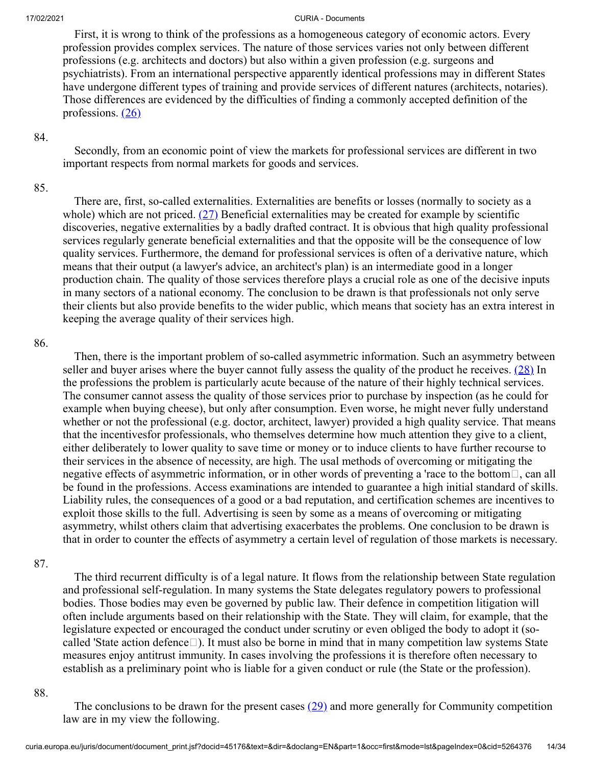First, it is wrong to think of the professions as a homogeneous category of economic actors. Every profession provides complex services. The nature of those services varies not only between different professions (e.g. architects and doctors) but also within a given profession (e.g. surgeons and psychiatrists). From an international perspective apparently identical professions may in different States have undergone different types of training and provide services of different natures (architects, notaries). Those differences are evidenced by the difficulties of finding a commonly accepted definition of the professions. (26)

84.

Secondly, from an economic point of view the markets for professional services are different in two important respects from normal markets for goods and services.

85.

There are, first, so-called externalities. Externalities are benefits or losses (normally to society as a whole) which are not priced. (27) Beneficial externalities may be created for example by scientific discoveries, negative externalities by a badly drafted contract. It is obvious that high quality professional services regularly generate beneficial externalities and that the opposite will be the consequence of low quality services. Furthermore, the demand for professional services is often of a derivative nature, which means that their output (a lawyer's advice, an architect's plan) is an intermediate good in a longer production chain. The quality of those services therefore plays a crucial role as one of the decisive inputs in many sectors of a national economy. The conclusion to be drawn is that professionals not only serve their clients but also provide benefits to the wider public, which means that society has an extra interest in keeping the average quality of their services high.

86.

Then, there is the important problem of so-called asymmetric information. Such an asymmetry between seller and buyer arises where the buyer cannot fully assess the quality of the product he receives. (28) In the professions the problem is particularly acute because of the nature of their highly technical services. The consumer cannot assess the quality of those services prior to purchase by inspection (as he could for example when buying cheese), but only after consumption. Even worse, he might never fully understand whether or not the professional (e.g. doctor, architect, lawyer) provided a high quality service. That means that the incentivesfor professionals, who themselves determine how much attention they give to a client, either deliberately to lower quality to save time or money or to induce clients to have further recourse to their services in the absence of necessity, are high. The usal methods of overcoming or mitigating the negative effects of asymmetric information, or in other words of preventing a 'race to the bottom', can all be found in the professions. Access examinations are intended to guarantee a high initial standard of skills. Liability rules, the consequences of a good or a bad reputation, and certification schemes are incentives to exploit those skills to the full. Advertising is seen by some as a means of overcoming or mitigating asymmetry, whilst others claim that advertising exacerbates the problems. One conclusion to be drawn is that in order to counter the effects of asymmetry a certain level of regulation of those markets is necessary.

87.

The third recurrent difficulty is of a legal nature. It flows from the relationship between State regulation and professional self-regulation. In many systems the State delegates regulatory powers to professional bodies. Those bodies may even be governed by public law. Their defence in competition litigation will often include arguments based on their relationship with the State. They will claim, for example, that the legislature expected or encouraged the conduct under scrutiny or even obliged the body to adopt it (so-called 'State action defence'). It must also be borne in mind that in many competition law systems State measures enjoy antitrust immunity. In cases involving the professions it is therefore often necessary to establish as a preliminary point who is liable for a given conduct or rule (the State or the profession).

88.

The conclusions to be drawn for the present cases (29) and more generally for Community competition law are in my view the following.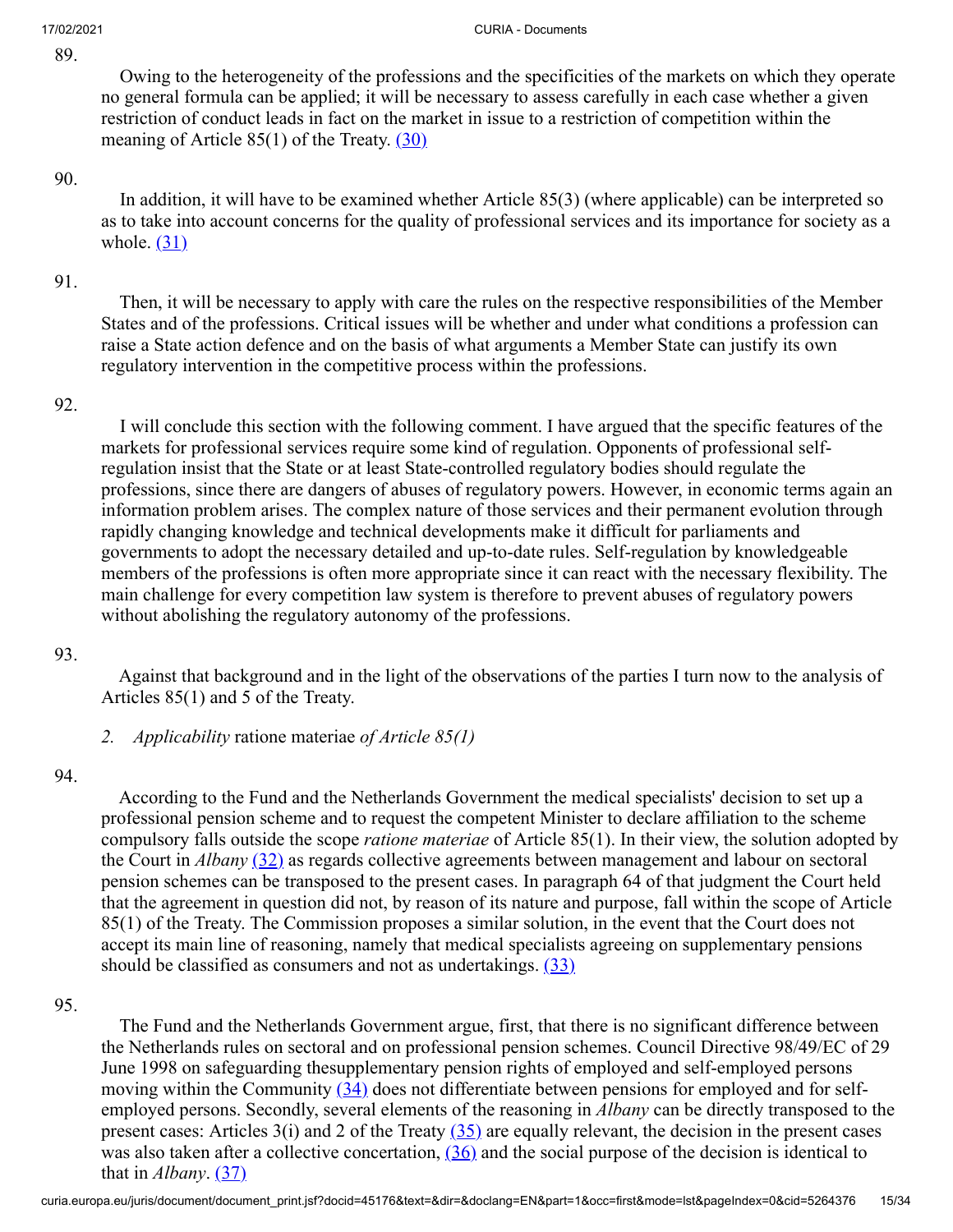89.

Owing to the heterogeneity of the professions and the specificities of the markets on which they operate no general formula can be applied; it will be necessary to assess carefully in each case whether a given restriction of conduct leads in fact on the market in issue to a restriction of competition within the meaning of Article 85(1) of the Treaty. (30)

90.

In addition, it will have to be examined whether Article 85(3) (where applicable) can be interpreted so as to take into account concerns for the quality of professional services and its importance for society as a whole. (31)

91.

Then, it will be necessary to apply with care the rules on the respective responsibilities of the Member States and of the professions. Critical issues will be whether and under what conditions a profession can raise a State action defence and on the basis of what arguments a Member State can justify its own regulatory intervention in the competitive process within the professions.

92.

I will conclude this section with the following comment. I have argued that the specific features of the markets for professional services require some kind of regulation. Opponents of professional self-regulation insist that the State or at least State-controlled regulatory bodies should regulate the professions, since there are dangers of abuses of regulatory powers. However, in economic terms again an information problem arises. The complex nature of those services and their permanent evolution through rapidly changing knowledge and technical developments make it difficult for parliaments and governments to adopt the necessary detailed and up-to-date rules. Self-regulation by knowledgeable members of the professions is often more appropriate since it can react with the necessary flexibility. The main challenge for every competition law system is therefore to prevent abuses of regulatory powers without abolishing the regulatory autonomy of the professions.

93.

Against that background and in the light of the observations of the parties I turn now to the analysis of Articles 85(1) and 5 of the Treaty.

### 2. *Applicability* ratione materiae *of Article 85(1)*

94.

According to the Fund and the Netherlands Government the medical specialists' decision to set up a professional pension scheme and to request the competent Minister to declare affiliation to the scheme compulsory falls outside the scope *ratione materiae* of Article 85(1). In their view, the solution adopted by the Court in *Albany* (32) as regards collective agreements between management and labour on sectoral pension schemes can be transposed to the present cases. In paragraph 64 of that judgment the Court held that the agreement in question did not, by reason of its nature and purpose, fall within the scope of Article 85(1) of the Treaty. The Commission proposes a similar solution, in the event that the Court does not accept its main line of reasoning, namely that medical specialists agreeing on supplementary pensions should be classified as consumers and not as undertakings. (33)

95.

The Fund and the Netherlands Government argue, first, that there is no significant difference between the Netherlands rules on sectoral and on professional pension schemes. Council Directive 98/49/EC of 29 June 1998 on safeguarding thesupplementary pension rights of employed and self-employed persons moving within the Community (34) does not differentiate between pensions for employed and for self-employed persons. Secondly, several elements of the reasoning in *Albany* can be directly transposed to the present cases: Articles 3(i) and 2 of the Treaty (35) are equally relevant, the decision in the present cases was also taken after a collective concertation, (36) and the social purpose of the decision is identical to that in *Albany*. (37)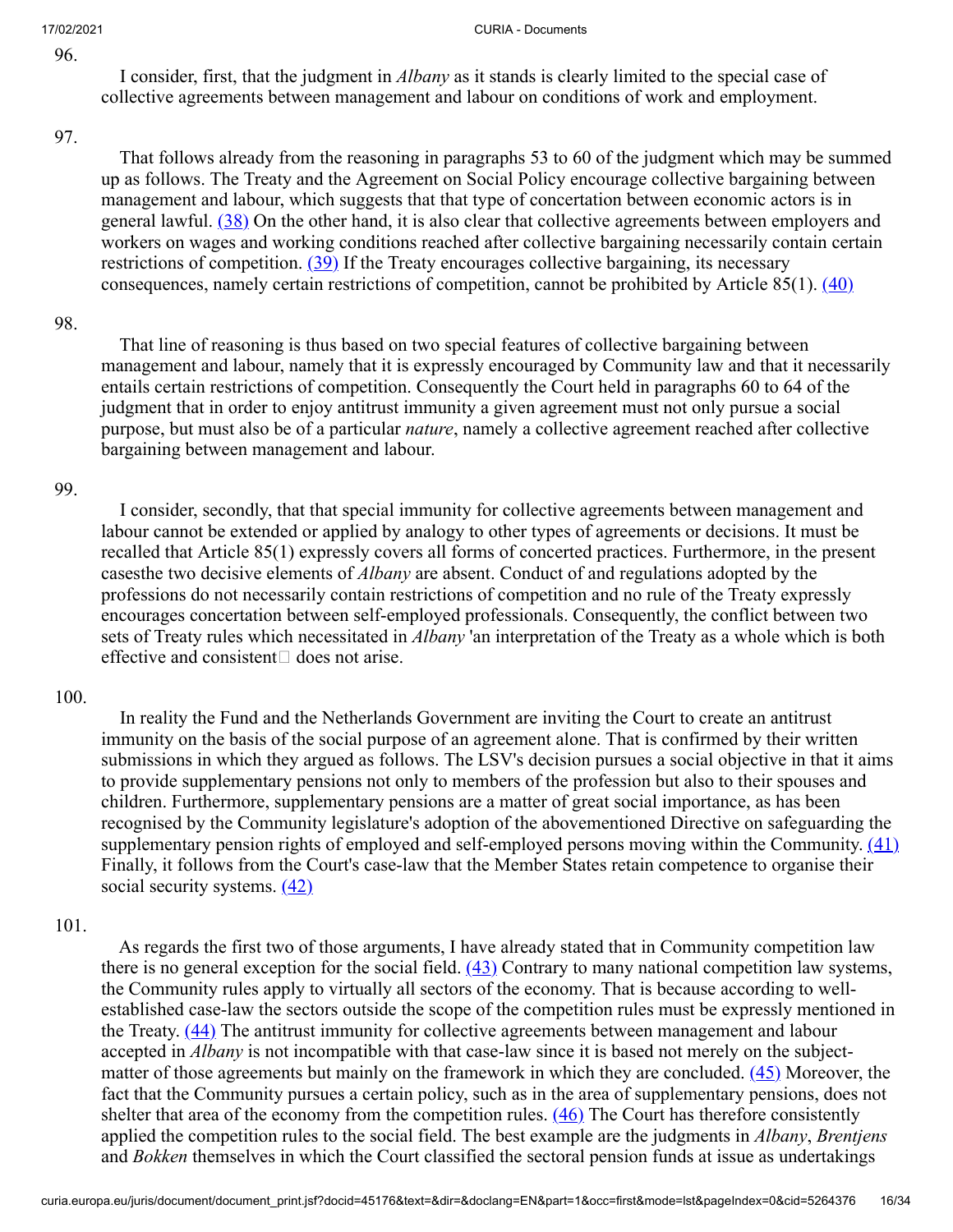96.

I consider, first, that the judgment in *Albany* as it stands is clearly limited to the special case of collective agreements between management and labour on conditions of work and employment.

97.

That follows already from the reasoning in paragraphs 53 to 60 of the judgment which may be summed up as follows. The Treaty and the Agreement on Social Policy encourage collective bargaining between management and labour, which suggests that that type of concertation between economic actors is in general lawful. [(38)] On the other hand, it is also clear that collective agreements between employers and workers on wages and working conditions reached after collective bargaining necessarily contain certain restrictions of competition. [(39)] If the Treaty encourages collective bargaining, its necessary consequences, namely certain restrictions of competition, cannot be prohibited by Article 85(1). [(40)]

98.

That line of reasoning is thus based on two special features of collective bargaining between management and labour, namely that it is expressly encouraged by Community law and that it necessarily entails certain restrictions of competition. Consequently the Court held in paragraphs 60 to 64 of the judgment that in order to enjoy antitrust immunity a given agreement must not only pursue a social purpose, but must also be of a particular *nature*, namely a collective agreement reached after collective bargaining between management and labour.

99.

I consider, secondly, that that special immunity for collective agreements between management and labour cannot be extended or applied by analogy to other types of agreements or decisions. It must be recalled that Article 85(1) expressly covers all forms of concerted practices. Furthermore, in the present casesthe two decisive elements of *Albany* are absent. Conduct of and regulations adopted by the professions do not necessarily contain restrictions of competition and no rule of the Treaty expressly encourages concertation between self-employed professionals. Consequently, the conflict between two sets of Treaty rules which necessitated in *Albany* 'an interpretation of the Treaty as a whole which is both effective and consistent□ does not arise.

100.

In reality the Fund and the Netherlands Government are inviting the Court to create an antitrust immunity on the basis of the social purpose of an agreement alone. That is confirmed by their written submissions in which they argued as follows. The LSV's decision pursues a social objective in that it aims to provide supplementary pensions not only to members of the profession but also to their spouses and children. Furthermore, supplementary pensions are a matter of great social importance, as has been recognised by the Community legislature's adoption of the abovementioned Directive on safeguarding the supplementary pension rights of employed and self-employed persons moving within the Community. [(41)] Finally, it follows from the Court's case-law that the Member States retain competence to organise their social security systems. [(42)]

101.

As regards the first two of those arguments, I have already stated that in Community competition law there is no general exception for the social field. [(43)] Contrary to many national competition law systems, the Community rules apply to virtually all sectors of the economy. That is because according to well-established case-law the sectors outside the scope of the competition rules must be expressly mentioned in the Treaty. [(44)] The antitrust immunity for collective agreements between management and labour accepted in *Albany* is not incompatible with that case-law since it is based not merely on the subject-matter of those agreements but mainly on the framework in which they are concluded. [(45)] Moreover, the fact that the Community pursues a certain policy, such as in the area of supplementary pensions, does not shelter that area of the economy from the competition rules. [(46)] The Court has therefore consistently applied the competition rules to the social field. The best example are the judgments in *Albany*, *Brentjens* and *Bokken* themselves in which the Court classified the sectoral pension funds at issue as undertakings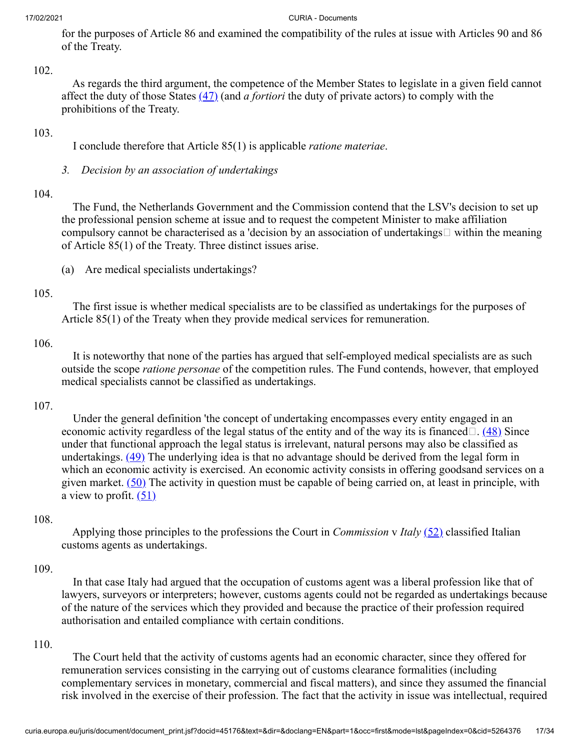for the purposes of Article 86 and examined the compatibility of the rules at issue with Articles 90 and 86 of the Treaty.

102.

As regards the third argument, the competence of the Member States to legislate in a given field cannot affect the duty of those States (47) (and *a fortiori* the duty of private actors) to comply with the prohibitions of the Treaty.

103.

I conclude therefore that Article 85(1) is applicable *ratione materiae*.

*3. Decision by an association of undertakings*

104.

The Fund, the Netherlands Government and the Commission contend that the LSV's decision to set up the professional pension scheme at issue and to request the competent Minister to make affiliation compulsory cannot be characterised as a 'decision by an association of undertakings within the meaning of Article 85(1) of the Treaty. Three distinct issues arise.

(a) Are medical specialists undertakings?

105.

The first issue is whether medical specialists are to be classified as undertakings for the purposes of Article 85(1) of the Treaty when they provide medical services for remuneration.

106.

It is noteworthy that none of the parties has argued that self-employed medical specialists are as such outside the scope *ratione personae* of the competition rules. The Fund contends, however, that employed medical specialists cannot be classified as undertakings.

107.

Under the general definition 'the concept of undertaking encompasses every entity engaged in an economic activity regardless of the legal status of the entity and of the way its is financed. (48) Since under that functional approach the legal status is irrelevant, natural persons may also be classified as undertakings. (49) The underlying idea is that no advantage should be derived from the legal form in which an economic activity is exercised. An economic activity consists in offering goodsand services on a given market. (50) The activity in question must be capable of being carried on, at least in principle, with a view to profit. (51)

108.

Applying those principles to the professions the Court in *Commission* v *Italy* (52) classified Italian customs agents as undertakings.

109.

In that case Italy had argued that the occupation of customs agent was a liberal profession like that of lawyers, surveyors or interpreters; however, customs agents could not be regarded as undertakings because of the nature of the services which they provided and because the practice of their profession required authorisation and entailed compliance with certain conditions.

110.

The Court held that the activity of customs agents had an economic character, since they offered for remuneration services consisting in the carrying out of customs clearance formalities (including complementary services in monetary, commercial and fiscal matters), and since they assumed the financial risk involved in the exercise of their profession. The fact that the activity in issue was intellectual, required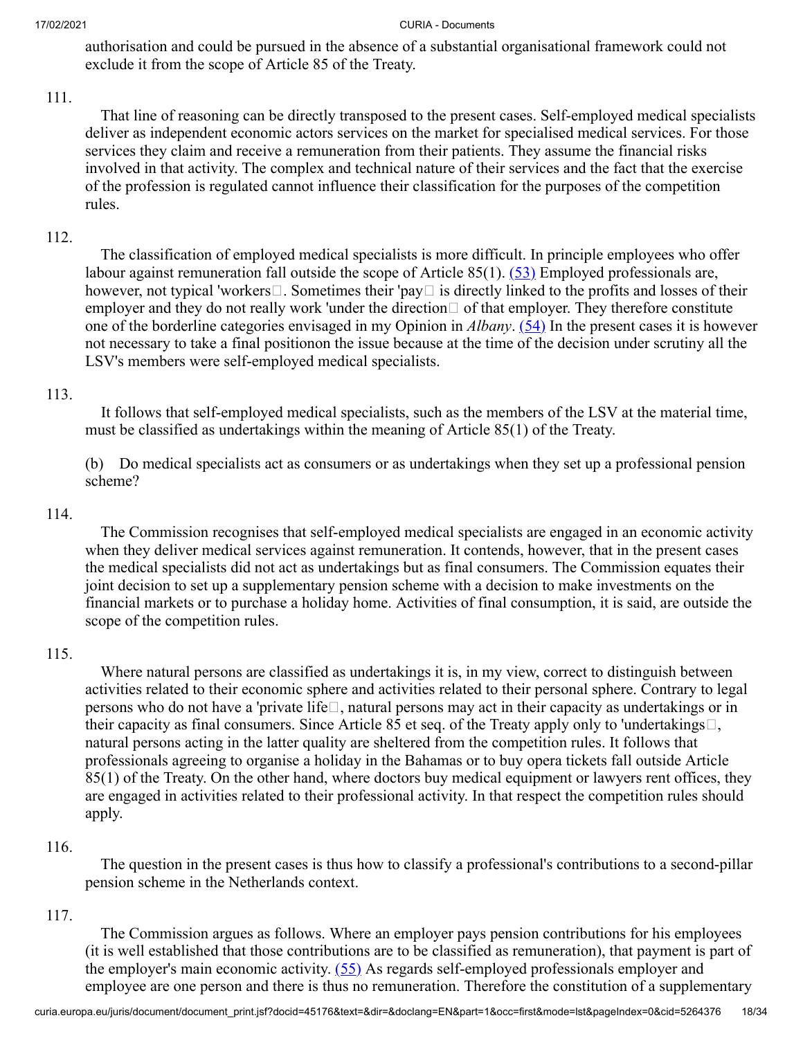authorisation and could be pursued in the absence of a substantial organisational framework could not exclude it from the scope of Article 85 of the Treaty.

111.

That line of reasoning can be directly transposed to the present cases. Self-employed medical specialists deliver as independent economic actors services on the market for specialised medical services. For those services they claim and receive a remuneration from their patients. They assume the financial risks involved in that activity. The complex and technical nature of their services and the fact that the exercise of the profession is regulated cannot influence their classification for the purposes of the competition rules.

112.

The classification of employed medical specialists is more difficult. In principle employees who offer labour against remuneration fall outside the scope of Article 85(1). (53) Employed professionals are, however, not typical 'workers'. Sometimes their 'pay' is directly linked to the profits and losses of their employer and they do not really work 'under the direction' of that employer. They therefore constitute one of the borderline categories envisaged in my Opinion in *Albany*. (54) In the present cases it is however not necessary to take a final positionon the issue because at the time of the decision under scrutiny all the LSV's members were self-employed medical specialists.

113.

It follows that self-employed medical specialists, such as the members of the LSV at the material time, must be classified as undertakings within the meaning of Article 85(1) of the Treaty.

(b) Do medical specialists act as consumers or as undertakings when they set up a professional pension scheme?

114.

The Commission recognises that self-employed medical specialists are engaged in an economic activity when they deliver medical services against remuneration. It contends, however, that in the present cases the medical specialists did not act as undertakings but as final consumers. The Commission equates their joint decision to set up a supplementary pension scheme with a decision to make investments on the financial markets or to purchase a holiday home. Activities of final consumption, it is said, are outside the scope of the competition rules.

115.

Where natural persons are classified as undertakings it is, in my view, correct to distinguish between activities related to their economic sphere and activities related to their personal sphere. Contrary to legal persons who do not have a 'private life', natural persons may act in their capacity as undertakings or in their capacity as final consumers. Since Article 85 et seq. of the Treaty apply only to 'undertakings', natural persons acting in the latter quality are sheltered from the competition rules. It follows that professionals agreeing to organise a holiday in the Bahamas or to buy opera tickets fall outside Article 85(1) of the Treaty. On the other hand, where doctors buy medical equipment or lawyers rent offices, they are engaged in activities related to their professional activity. In that respect the competition rules should apply.

116.

The question in the present cases is thus how to classify a professional's contributions to a second-pillar pension scheme in the Netherlands context.

117.

The Commission argues as follows. Where an employer pays pension contributions for his employees (it is well established that those contributions are to be classified as remuneration), that payment is part of the employer's main economic activity. (55) As regards self-employed professionals employer and employee are one person and there is thus no remuneration. Therefore the constitution of a supplementary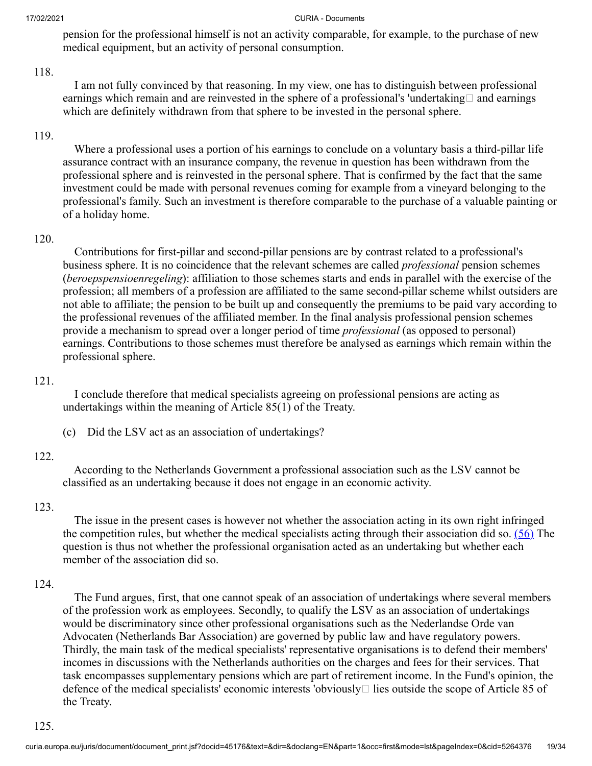pension for the professional himself is not an activity comparable, for example, to the purchase of new medical equipment, but an activity of personal consumption.

118.

I am not fully convinced by that reasoning. In my view, one has to distinguish between professional earnings which remain and are reinvested in the sphere of a professional's 'undertaking' and earnings which are definitely withdrawn from that sphere to be invested in the personal sphere.

119.

Where a professional uses a portion of his earnings to conclude on a voluntary basis a third-pillar life assurance contract with an insurance company, the revenue in question has been withdrawn from the professional sphere and is reinvested in the personal sphere. That is confirmed by the fact that the same investment could be made with personal revenues coming for example from a vineyard belonging to the professional's family. Such an investment is therefore comparable to the purchase of a valuable painting or of a holiday home.

120.

Contributions for first-pillar and second-pillar pensions are by contrast related to a professional's business sphere. It is no coincidence that the relevant schemes are called *professional* pension schemes (*beroepspensioenregeling*): affiliation to those schemes starts and ends in parallel with the exercise of the profession; all members of a profession are affiliated to the same second-pillar scheme whilst outsiders are not able to affiliate; the pension to be built up and consequently the premiums to be paid vary according to the professional revenues of the affiliated member. In the final analysis professional pension schemes provide a mechanism to spread over a longer period of time *professional* (as opposed to personal) earnings. Contributions to those schemes must therefore be analysed as earnings which remain within the professional sphere.

121.

I conclude therefore that medical specialists agreeing on professional pensions are acting as undertakings within the meaning of Article 85(1) of the Treaty.

(c) Did the LSV act as an association of undertakings?

122.

According to the Netherlands Government a professional association such as the LSV cannot be classified as an undertaking because it does not engage in an economic activity.

123.

The issue in the present cases is however not whether the association acting in its own right infringed the competition rules, but whether the medical specialists acting through their association did so. (56) The question is thus not whether the professional organisation acted as an undertaking but whether each member of the association did so.

124.

The Fund argues, first, that one cannot speak of an association of undertakings where several members of the profession work as employees. Secondly, to qualify the LSV as an association of undertakings would be discriminatory since other professional organisations such as the Nederlandse Orde van Advocaten (Netherlands Bar Association) are governed by public law and have regulatory powers. Thirdly, the main task of the medical specialists' representative organisations is to defend their members' incomes in discussions with the Netherlands authorities on the charges and fees for their services. That task encompasses supplementary pensions which are part of retirement income. In the Fund's opinion, the defence of the medical specialists' economic interests 'obviously' lies outside the scope of Article 85 of the Treaty.

125.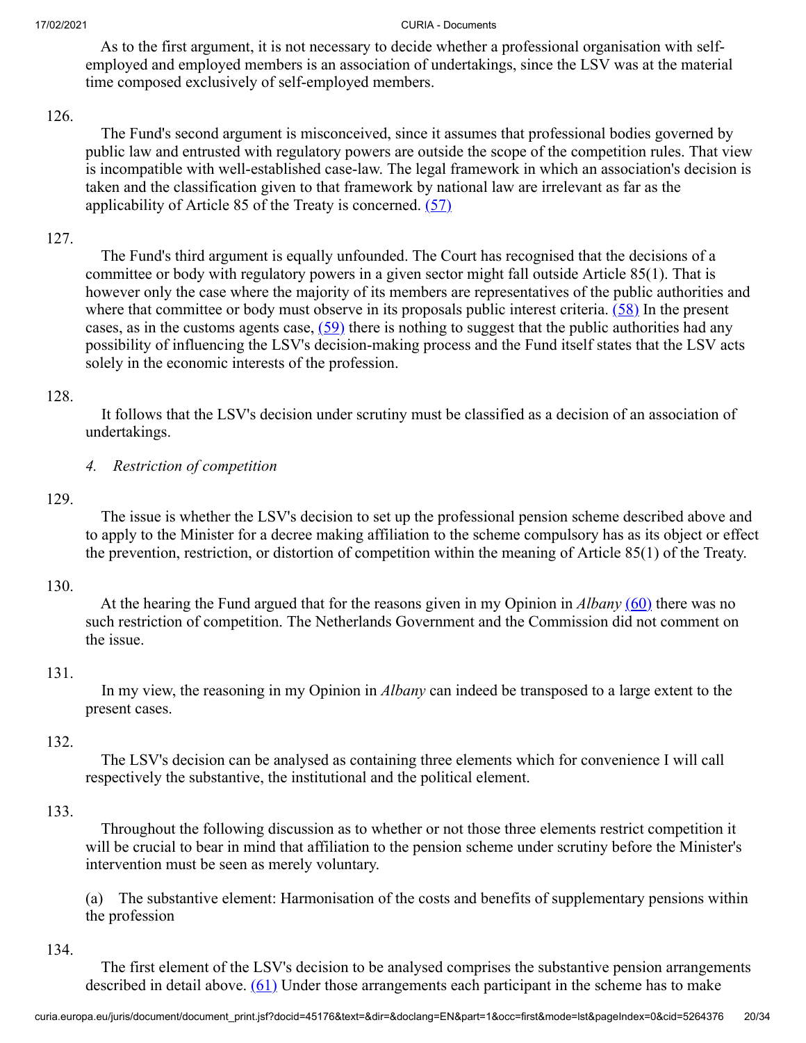As to the first argument, it is not necessary to decide whether a professional organisation with self-employed and employed members is an association of undertakings, since the LSV was at the material time composed exclusively of self-employed members.

126.

The Fund's second argument is misconceived, since it assumes that professional bodies governed by public law and entrusted with regulatory powers are outside the scope of the competition rules. That view is incompatible with well-established case-law. The legal framework in which an association's decision is taken and the classification given to that framework by national law are irrelevant as far as the applicability of Article 85 of the Treaty is concerned. (57)

127.

The Fund's third argument is equally unfounded. The Court has recognised that the decisions of a committee or body with regulatory powers in a given sector might fall outside Article 85(1). That is however only the case where the majority of its members are representatives of the public authorities and where that committee or body must observe in its proposals public interest criteria. (58) In the present cases, as in the customs agents case, (59) there is nothing to suggest that the public authorities had any possibility of influencing the LSV's decision-making process and the Fund itself states that the LSV acts solely in the economic interests of the profession.

128.

It follows that the LSV's decision under scrutiny must be classified as a decision of an association of undertakings.

*4. Restriction of competition*

129.

The issue is whether the LSV's decision to set up the professional pension scheme described above and to apply to the Minister for a decree making affiliation to the scheme compulsory has as its object or effect the prevention, restriction, or distortion of competition within the meaning of Article 85(1) of the Treaty.

130.

At the hearing the Fund argued that for the reasons given in my Opinion in *Albany* (60) there was no such restriction of competition. The Netherlands Government and the Commission did not comment on the issue.

131.

In my view, the reasoning in my Opinion in *Albany* can indeed be transposed to a large extent to the present cases.

132.

The LSV's decision can be analysed as containing three elements which for convenience I will call respectively the substantive, the institutional and the political element.

133.

Throughout the following discussion as to whether or not those three elements restrict competition it will be crucial to bear in mind that affiliation to the pension scheme under scrutiny before the Minister's intervention must be seen as merely voluntary.

(a) The substantive element: Harmonisation of the costs and benefits of supplementary pensions within the profession

134.

The first element of the LSV's decision to be analysed comprises the substantive pension arrangements described in detail above. (61) Under those arrangements each participant in the scheme has to make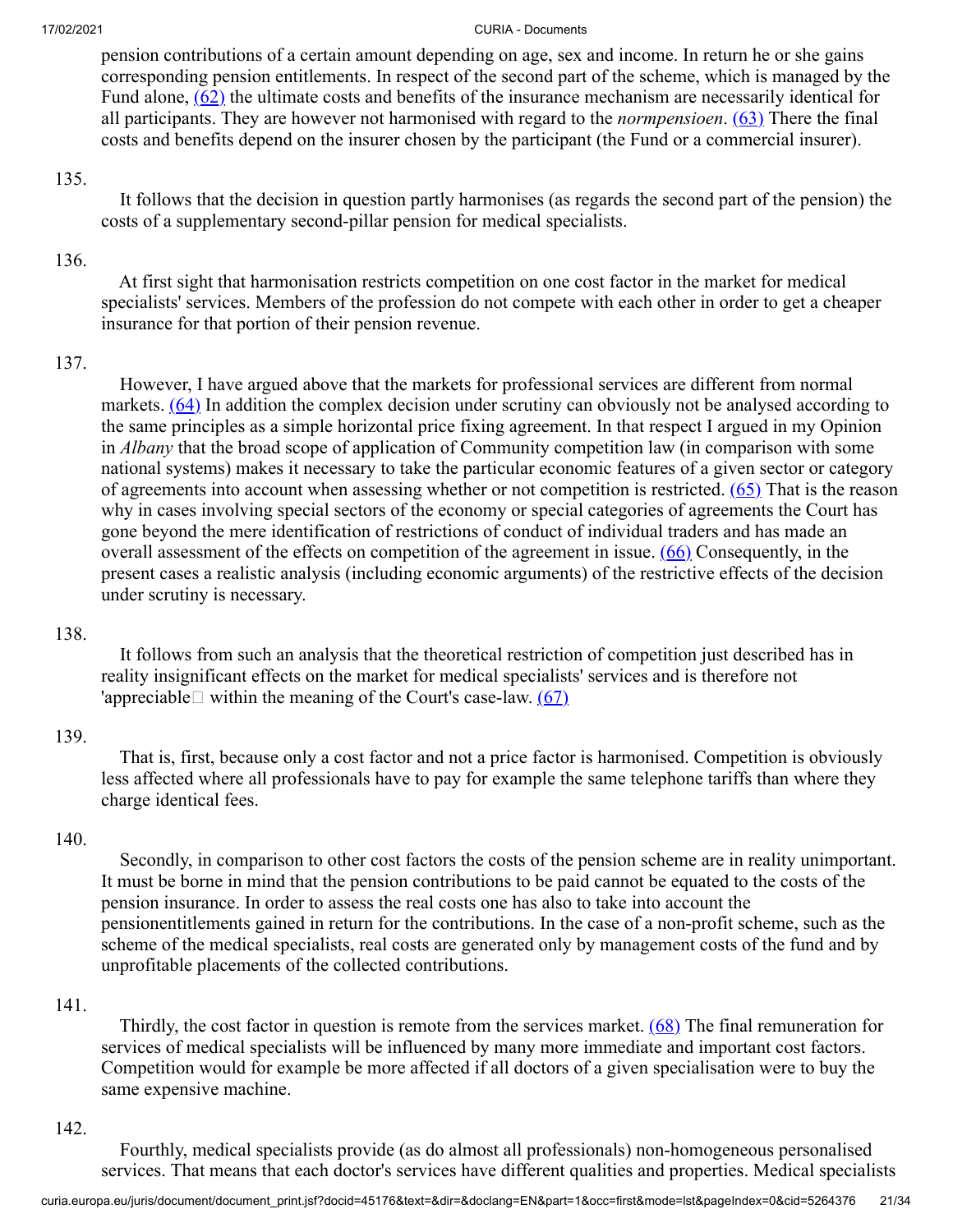pension contributions of a certain amount depending on age, sex and income. In return he or she gains corresponding pension entitlements. In respect of the second part of the scheme, which is managed by the Fund alone, (62) the ultimate costs and benefits of the insurance mechanism are necessarily identical for all participants. They are however not harmonised with regard to the *normpensioen*. (63) There the final costs and benefits depend on the insurer chosen by the participant (the Fund or a commercial insurer).

135.

It follows that the decision in question partly harmonises (as regards the second part of the pension) the costs of a supplementary second-pillar pension for medical specialists.

136.

At first sight that harmonisation restricts competition on one cost factor in the market for medical specialists' services. Members of the profession do not compete with each other in order to get a cheaper insurance for that portion of their pension revenue.

137.

However, I have argued above that the markets for professional services are different from normal markets. (64) In addition the complex decision under scrutiny can obviously not be analysed according to the same principles as a simple horizontal price fixing agreement. In that respect I argued in my Opinion in *Albany* that the broad scope of application of Community competition law (in comparison with some national systems) makes it necessary to take the particular economic features of a given sector or category of agreements into account when assessing whether or not competition is restricted. (65) That is the reason why in cases involving special sectors of the economy or special categories of agreements the Court has gone beyond the mere identification of restrictions of conduct of individual traders and has made an overall assessment of the effects on competition of the agreement in issue. (66) Consequently, in the present cases a realistic analysis (including economic arguments) of the restrictive effects of the decision under scrutiny is necessary.

138.

It follows from such an analysis that the theoretical restriction of competition just described has in reality insignificant effects on the market for medical specialists' services and is therefore not 'appreciable' within the meaning of the Court's case-law. (67)

139.

That is, first, because only a cost factor and not a price factor is harmonised. Competition is obviously less affected where all professionals have to pay for example the same telephone tariffs than where they charge identical fees.

140.

Secondly, in comparison to other cost factors the costs of the pension scheme are in reality unimportant. It must be borne in mind that the pension contributions to be paid cannot be equated to the costs of the pension insurance. In order to assess the real costs one has also to take into account the pensionentitlements gained in return for the contributions. In the case of a non-profit scheme, such as the scheme of the medical specialists, real costs are generated only by management costs of the fund and by unprofitable placements of the collected contributions.

141.

Thirdly, the cost factor in question is remote from the services market. (68) The final remuneration for services of medical specialists will be influenced by many more immediate and important cost factors. Competition would for example be more affected if all doctors of a given specialisation were to buy the same expensive machine.

142.

Fourthly, medical specialists provide (as do almost all professionals) non-homogeneous personalised services. That means that each doctor's services have different qualities and properties. Medical specialists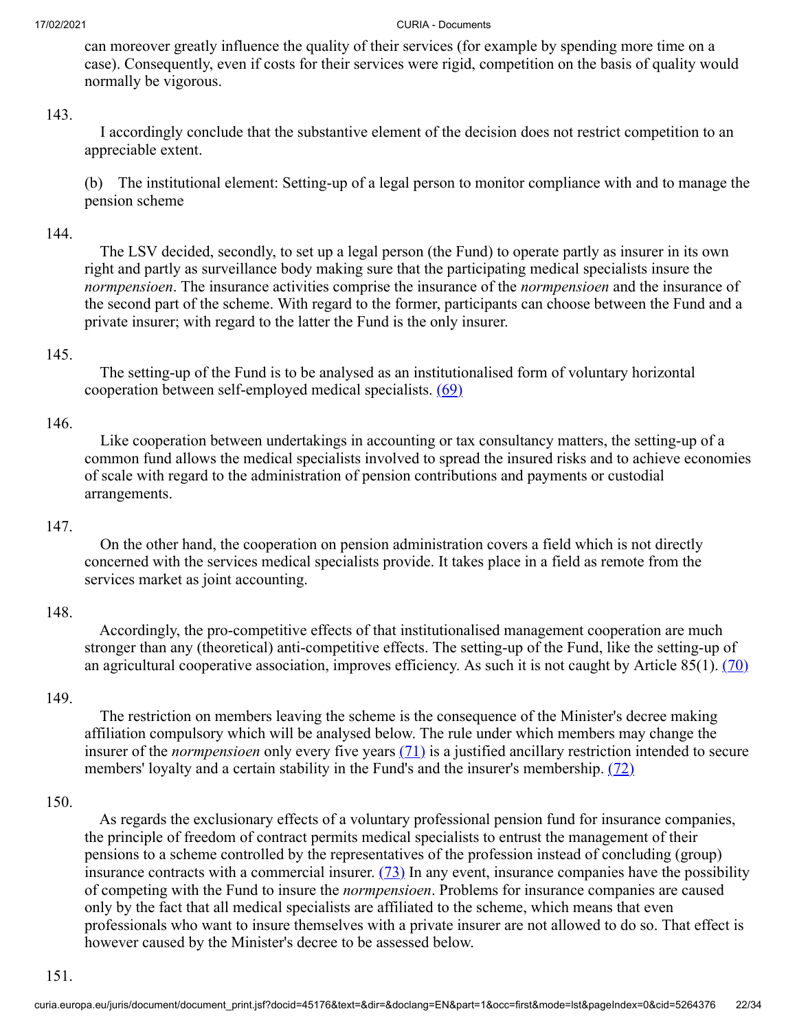can moreover greatly influence the quality of their services (for example by spending more time on a case). Consequently, even if costs for their services were rigid, competition on the basis of quality would normally be vigorous.

143.

I accordingly conclude that the substantive element of the decision does not restrict competition to an appreciable extent.

(b) The institutional element: Setting-up of a legal person to monitor compliance with and to manage the pension scheme

144.

The LSV decided, secondly, to set up a legal person (the Fund) to operate partly as insurer in its own right and partly as surveillance body making sure that the participating medical specialists insure the *normpensioen*. The insurance activities comprise the insurance of the *normpensioen* and the insurance of the second part of the scheme. With regard to the former, participants can choose between the Fund and a private insurer; with regard to the latter the Fund is the only insurer.

145.

The setting-up of the Fund is to be analysed as an institutionalised form of voluntary horizontal cooperation between self-employed medical specialists. (69)

146.

Like cooperation between undertakings in accounting or tax consultancy matters, the setting-up of a common fund allows the medical specialists involved to spread the insured risks and to achieve economies of scale with regard to the administration of pension contributions and payments or custodial arrangements.

147.

On the other hand, the cooperation on pension administration covers a field which is not directly concerned with the services medical specialists provide. It takes place in a field as remote from the services market as joint accounting.

148.

Accordingly, the pro-competitive effects of that institutionalised management cooperation are much stronger than any (theoretical) anti-competitive effects. The setting-up of the Fund, like the setting-up of an agricultural cooperative association, improves efficiency. As such it is not caught by Article 85(1). (70)

149.

The restriction on members leaving the scheme is the consequence of the Minister's decree making affiliation compulsory which will be analysed below. The rule under which members may change the insurer of the *normpensioen* only every five years (71) is a justified ancillary restriction intended to secure members' loyalty and a certain stability in the Fund's and the insurer's membership. (72)

150.

As regards the exclusionary effects of a voluntary professional pension fund for insurance companies, the principle of freedom of contract permits medical specialists to entrust the management of their pensions to a scheme controlled by the representatives of the profession instead of concluding (group) insurance contracts with a commercial insurer. (73) In any event, insurance companies have the possibility of competing with the Fund to insure the *normpensioen*. Problems for insurance companies are caused only by the fact that all medical specialists are affiliated to the scheme, which means that even professionals who want to insure themselves with a private insurer are not allowed to do so. That effect is however caused by the Minister's decree to be assessed below.

151.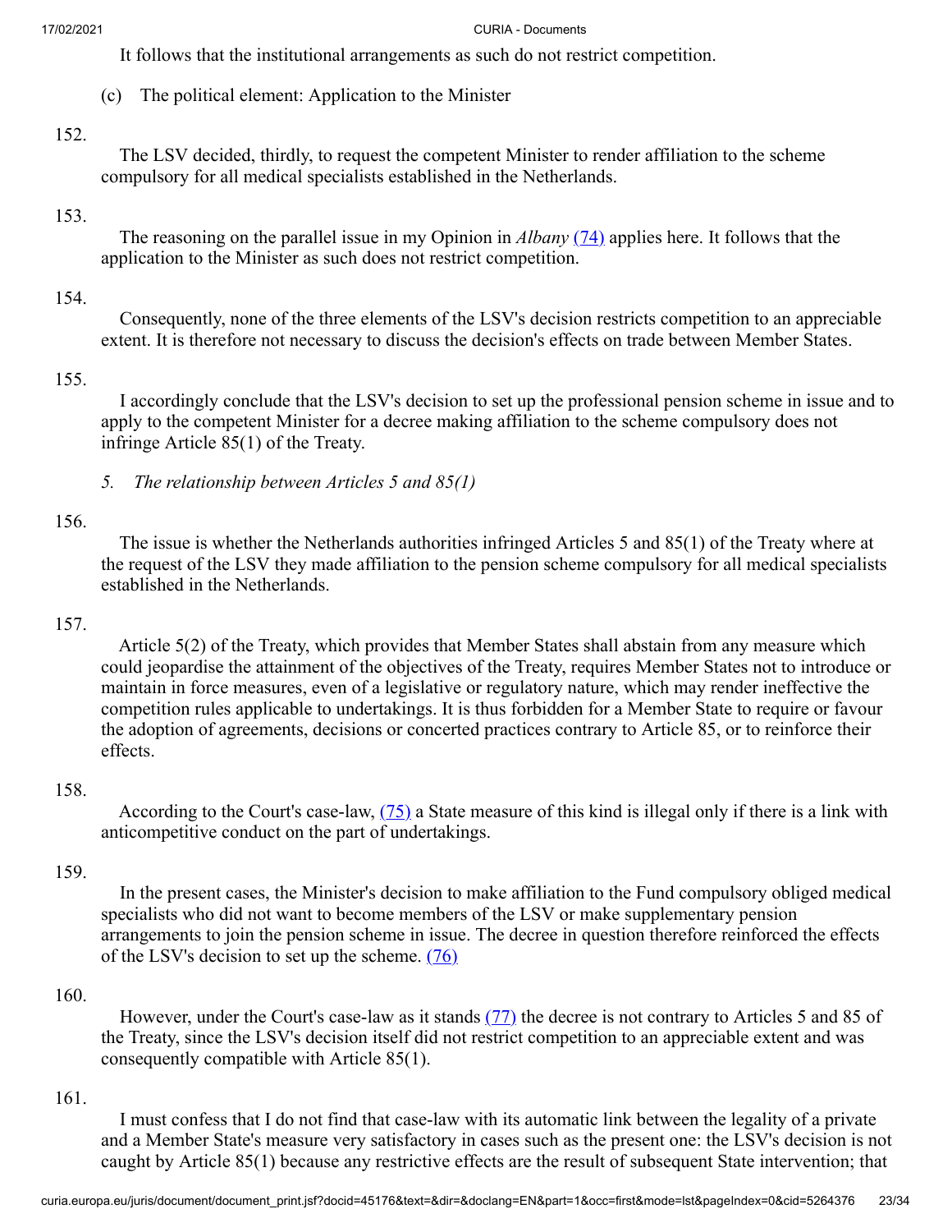It follows that the institutional arrangements as such do not restrict competition.

(c) The political element: Application to the Minister

152.

The LSV decided, thirdly, to request the competent Minister to render affiliation to the scheme compulsory for all medical specialists established in the Netherlands.

153.

The reasoning on the parallel issue in my Opinion in *Albany* (74) applies here. It follows that the application to the Minister as such does not restrict competition.

154.

Consequently, none of the three elements of the LSV's decision restricts competition to an appreciable extent. It is therefore not necessary to discuss the decision's effects on trade between Member States.

155.

I accordingly conclude that the LSV's decision to set up the professional pension scheme in issue and to apply to the competent Minister for a decree making affiliation to the scheme compulsory does not infringe Article 85(1) of the Treaty.

*5. The relationship between Articles 5 and 85(1)*

156.

The issue is whether the Netherlands authorities infringed Articles 5 and 85(1) of the Treaty where at the request of the LSV they made affiliation to the pension scheme compulsory for all medical specialists established in the Netherlands.

157.

Article 5(2) of the Treaty, which provides that Member States shall abstain from any measure which could jeopardise the attainment of the objectives of the Treaty, requires Member States not to introduce or maintain in force measures, even of a legislative or regulatory nature, which may render ineffective the competition rules applicable to undertakings. It is thus forbidden for a Member State to require or favour the adoption of agreements, decisions or concerted practices contrary to Article 85, or to reinforce their effects.

158.

According to the Court's case-law, (75) a State measure of this kind is illegal only if there is a link with anticompetitive conduct on the part of undertakings.

159.

In the present cases, the Minister's decision to make affiliation to the Fund compulsory obliged medical specialists who did not want to become members of the LSV or make supplementary pension arrangements to join the pension scheme in issue. The decree in question therefore reinforced the effects of the LSV's decision to set up the scheme. (76)

160.

However, under the Court's case-law as it stands (77) the decree is not contrary to Articles 5 and 85 of the Treaty, since the LSV's decision itself did not restrict competition to an appreciable extent and was consequently compatible with Article 85(1).

161.

I must confess that I do not find that case-law with its automatic link between the legality of a private and a Member State's measure very satisfactory in cases such as the present one: the LSV's decision is not caught by Article 85(1) because any restrictive effects are the result of subsequent State intervention; that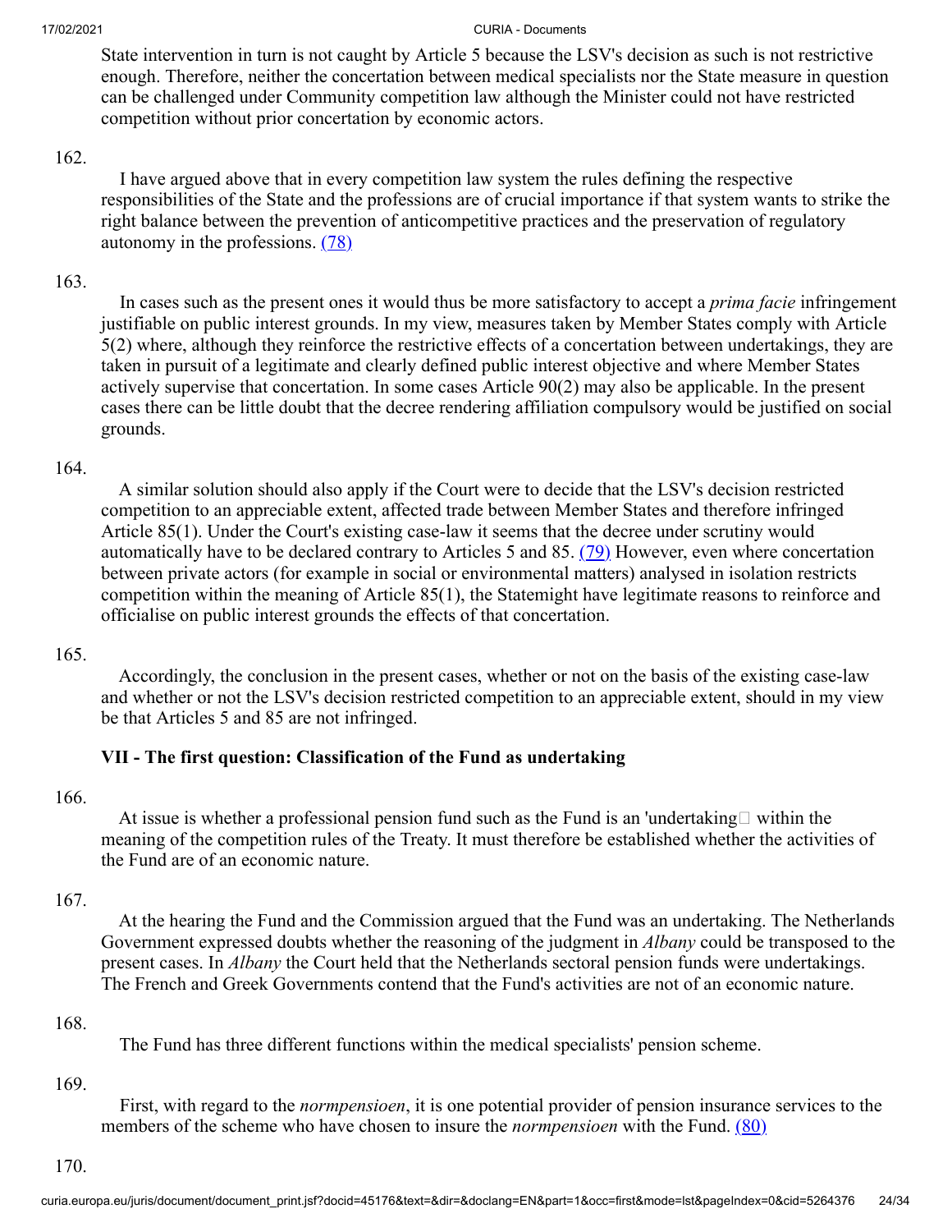State intervention in turn is not caught by Article 5 because the LSV's decision as such is not restrictive enough. Therefore, neither the concertation between medical specialists nor the State measure in question can be challenged under Community competition law although the Minister could not have restricted competition without prior concertation by economic actors.

162.

I have argued above that in every competition law system the rules defining the respective responsibilities of the State and the professions are of crucial importance if that system wants to strike the right balance between the prevention of anticompetitive practices and the preservation of regulatory autonomy in the professions. (78)

163.

In cases such as the present ones it would thus be more satisfactory to accept a *prima facie* infringement justifiable on public interest grounds. In my view, measures taken by Member States comply with Article 5(2) where, although they reinforce the restrictive effects of a concertation between undertakings, they are taken in pursuit of a legitimate and clearly defined public interest objective and where Member States actively supervise that concertation. In some cases Article 90(2) may also be applicable. In the present cases there can be little doubt that the decree rendering affiliation compulsory would be justified on social grounds.

164.

A similar solution should also apply if the Court were to decide that the LSV's decision restricted competition to an appreciable extent, affected trade between Member States and therefore infringed Article 85(1). Under the Court's existing case-law it seems that the decree under scrutiny would automatically have to be declared contrary to Articles 5 and 85. (79) However, even where concertation between private actors (for example in social or environmental matters) analysed in isolation restricts competition within the meaning of Article 85(1), the Statemight have legitimate reasons to reinforce and officialise on public interest grounds the effects of that concertation.

165.

Accordingly, the conclusion in the present cases, whether or not on the basis of the existing case-law and whether or not the LSV's decision restricted competition to an appreciable extent, should in my view be that Articles 5 and 85 are not infringed.

## VII - The first question: Classification of the Fund as undertaking

166.

At issue is whether a professional pension fund such as the Fund is an 'undertaking' within the meaning of the competition rules of the Treaty. It must therefore be established whether the activities of the Fund are of an economic nature.

167.

At the hearing the Fund and the Commission argued that the Fund was an undertaking. The Netherlands Government expressed doubts whether the reasoning of the judgment in *Albany* could be transposed to the present cases. In *Albany* the Court held that the Netherlands sectoral pension funds were undertakings. The French and Greek Governments contend that the Fund's activities are not of an economic nature.

168.

The Fund has three different functions within the medical specialists' pension scheme.

169.

First, with regard to the *normpensioen*, it is one potential provider of pension insurance services to the members of the scheme who have chosen to insure the *normpensioen* with the Fund. (80)

170.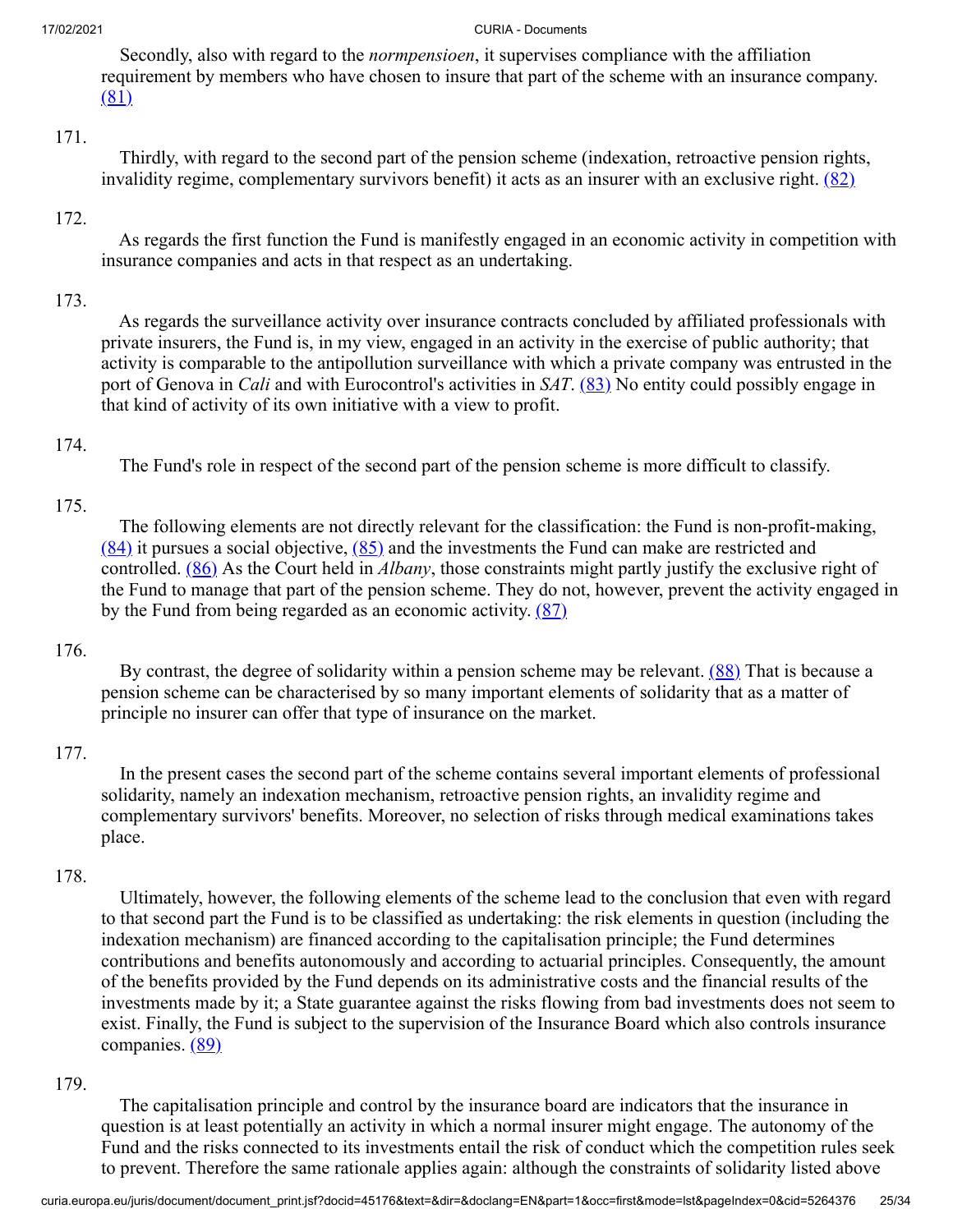Secondly, also with regard to the *normpensioen*, it supervises compliance with the affiliation requirement by members who have chosen to insure that part of the scheme with an insurance company. (81)

171.

Thirdly, with regard to the second part of the pension scheme (indexation, retroactive pension rights, invalidity regime, complementary survivors benefit) it acts as an insurer with an exclusive right. (82)

172.

As regards the first function the Fund is manifestly engaged in an economic activity in competition with insurance companies and acts in that respect as an undertaking.

173.

As regards the surveillance activity over insurance contracts concluded by affiliated professionals with private insurers, the Fund is, in my view, engaged in an activity in the exercise of public authority; that activity is comparable to the antipollution surveillance with which a private company was entrusted in the port of Genova in *Calì* and with Eurocontrol's activities in *SAT*. (83) No entity could possibly engage in that kind of activity of its own initiative with a view to profit.

174.

The Fund's role in respect of the second part of the pension scheme is more difficult to classify.

175.

The following elements are not directly relevant for the classification: the Fund is non-profit-making, (84) it pursues a social objective, (85) and the investments the Fund can make are restricted and controlled. (86) As the Court held in *Albany*, those constraints might partly justify the exclusive right of the Fund to manage that part of the pension scheme. They do not, however, prevent the activity engaged in by the Fund from being regarded as an economic activity. (87)

176.

By contrast, the degree of solidarity within a pension scheme may be relevant. (88) That is because a pension scheme can be characterised by so many important elements of solidarity that as a matter of principle no insurer can offer that type of insurance on the market.

177.

In the present cases the second part of the scheme contains several important elements of professional solidarity, namely an indexation mechanism, retroactive pension rights, an invalidity regime and complementary survivors' benefits. Moreover, no selection of risks through medical examinations takes place.

178.

Ultimately, however, the following elements of the scheme lead to the conclusion that even with regard to that second part the Fund is to be classified as undertaking: the risk elements in question (including the indexation mechanism) are financed according to the capitalisation principle; the Fund determines contributions and benefits autonomously and according to actuarial principles. Consequently, the amount of the benefits provided by the Fund depends on its administrative costs and the financial results of the investments made by it; a State guarantee against the risks flowing from bad investments does not seem to exist. Finally, the Fund is subject to the supervision of the Insurance Board which also controls insurance companies. (89)

179.

The capitalisation principle and control by the insurance board are indicators that the insurance in question is at least potentially an activity in which a normal insurer might engage. The autonomy of the Fund and the risks connected to its investments entail the risk of conduct which the competition rules seek to prevent. Therefore the same rationale applies again: although the constraints of solidarity listed above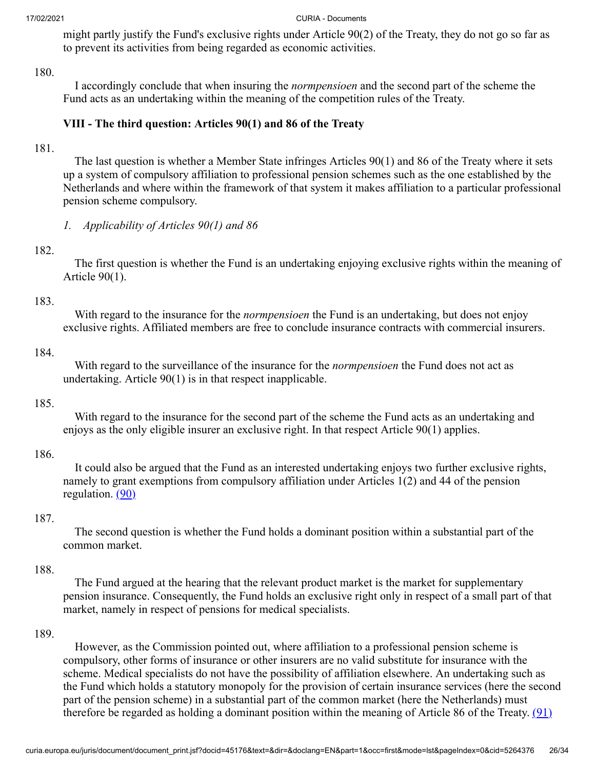might partly justify the Fund's exclusive rights under Article 90(2) of the Treaty, they do not go so far as to prevent its activities from being regarded as economic activities.

180.

I accordingly conclude that when insuring the *normpensioen* and the second part of the scheme the Fund acts as an undertaking within the meaning of the competition rules of the Treaty.

### VIII - The third question: Articles 90(1) and 86 of the Treaty

181.

The last question is whether a Member State infringes Articles 90(1) and 86 of the Treaty where it sets up a system of compulsory affiliation to professional pension schemes such as the one established by the Netherlands and where within the framework of that system it makes affiliation to a particular professional pension scheme compulsory.

*1. Applicability of Articles 90(1) and 86*

182.

The first question is whether the Fund is an undertaking enjoying exclusive rights within the meaning of Article 90(1).

183.

With regard to the insurance for the *normpensioen* the Fund is an undertaking, but does not enjoy exclusive rights. Affiliated members are free to conclude insurance contracts with commercial insurers.

184.

With regard to the surveillance of the insurance for the *normpensioen* the Fund does not act as undertaking. Article 90(1) is in that respect inapplicable.

185.

With regard to the insurance for the second part of the scheme the Fund acts as an undertaking and enjoys as the only eligible insurer an exclusive right. In that respect Article 90(1) applies.

186.

It could also be argued that the Fund as an interested undertaking enjoys two further exclusive rights, namely to grant exemptions from compulsory affiliation under Articles 1(2) and 44 of the pension regulation. (90)

187.

The second question is whether the Fund holds a dominant position within a substantial part of the common market.

188.

The Fund argued at the hearing that the relevant product market is the market for supplementary pension insurance. Consequently, the Fund holds an exclusive right only in respect of a small part of that market, namely in respect of pensions for medical specialists.

189.

However, as the Commission pointed out, where affiliation to a professional pension scheme is compulsory, other forms of insurance or other insurers are no valid substitute for insurance with the scheme. Medical specialists do not have the possibility of affiliation elsewhere. An undertaking such as the Fund which holds a statutory monopoly for the provision of certain insurance services (here the second part of the pension scheme) in a substantial part of the common market (here the Netherlands) must therefore be regarded as holding a dominant position within the meaning of Article 86 of the Treaty. (91)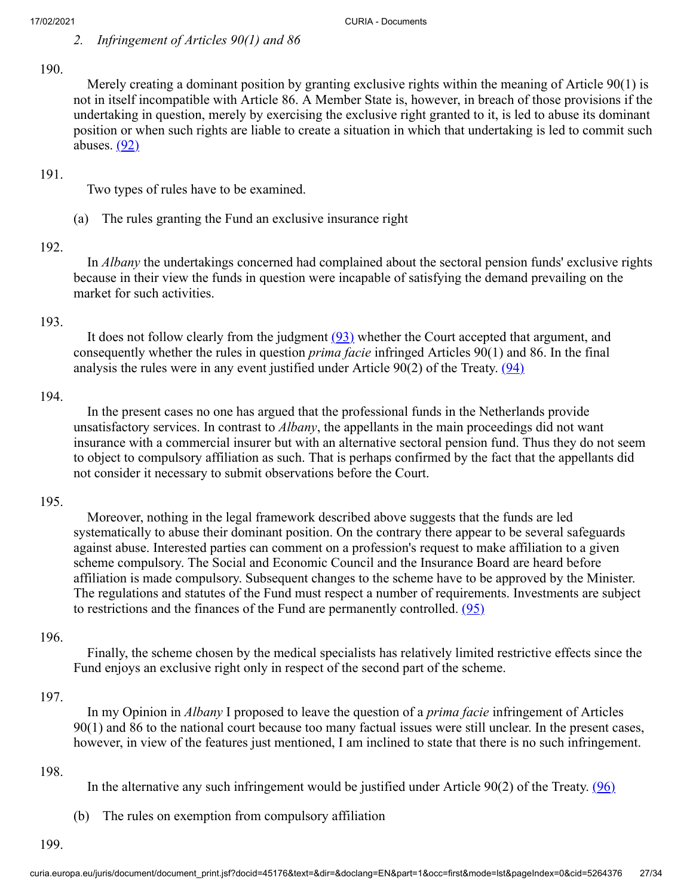*2. Infringement of Articles 90(1) and 86*

190.

Merely creating a dominant position by granting exclusive rights within the meaning of Article 90(1) is not in itself incompatible with Article 86. A Member State is, however, in breach of those provisions if the undertaking in question, merely by exercising the exclusive right granted to it, is led to abuse its dominant position or when such rights are liable to create a situation in which that undertaking is led to commit such abuses. (92)

191.

Two types of rules have to be examined.

(a) The rules granting the Fund an exclusive insurance right

192.

In *Albany* the undertakings concerned had complained about the sectoral pension funds' exclusive rights because in their view the funds in question were incapable of satisfying the demand prevailing on the market for such activities.

193.

It does not follow clearly from the judgment (93) whether the Court accepted that argument, and consequently whether the rules in question *prima facie* infringed Articles 90(1) and 86. In the final analysis the rules were in any event justified under Article 90(2) of the Treaty. (94)

194.

In the present cases no one has argued that the professional funds in the Netherlands provide unsatisfactory services. In contrast to *Albany*, the appellants in the main proceedings did not want insurance with a commercial insurer but with an alternative sectoral pension fund. Thus they do not seem to object to compulsory affiliation as such. That is perhaps confirmed by the fact that the appellants did not consider it necessary to submit observations before the Court.

195.

Moreover, nothing in the legal framework described above suggests that the funds are led systematically to abuse their dominant position. On the contrary there appear to be several safeguards against abuse. Interested parties can comment on a profession's request to make affiliation to a given scheme compulsory. The Social and Economic Council and the Insurance Board are heard before affiliation is made compulsory. Subsequent changes to the scheme have to be approved by the Minister. The regulations and statutes of the Fund must respect a number of requirements. Investments are subject to restrictions and the finances of the Fund are permanently controlled. (95)

196.

Finally, the scheme chosen by the medical specialists has relatively limited restrictive effects since the Fund enjoys an exclusive right only in respect of the second part of the scheme.

197.

In my Opinion in *Albany* I proposed to leave the question of a *prima facie* infringement of Articles 90(1) and 86 to the national court because too many factual issues were still unclear. In the present cases, however, in view of the features just mentioned, I am inclined to state that there is no such infringement.

198.

In the alternative any such infringement would be justified under Article 90(2) of the Treaty. (96)

(b) The rules on exemption from compulsory affiliation

199.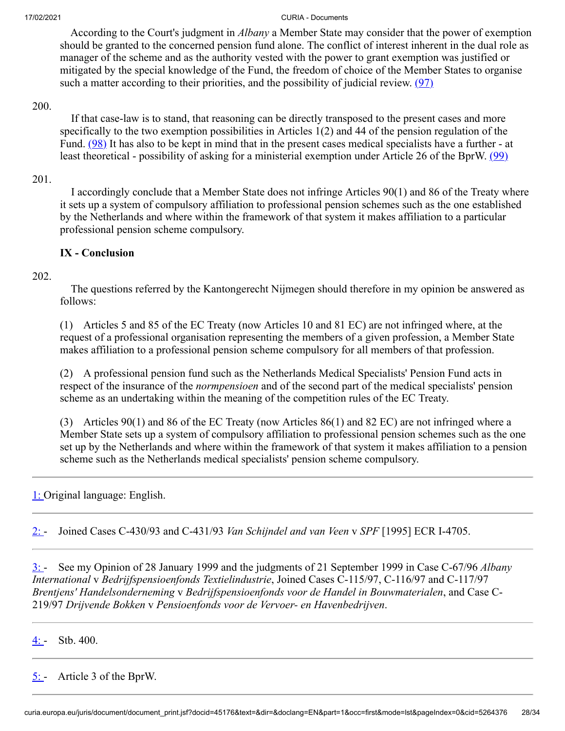According to the Court's judgment in *Albany* a Member State may consider that the power of exemption should be granted to the concerned pension fund alone. The conflict of interest inherent in the dual role as manager of the scheme and as the authority vested with the power to grant exemption was justified or mitigated by the special knowledge of the Fund, the freedom of choice of the Member States to organise such a matter according to their priorities, and the possibility of judicial review. (97)

200.

If that case-law is to stand, that reasoning can be directly transposed to the present cases and more specifically to the two exemption possibilities in Articles 1(2) and 44 of the pension regulation of the Fund. (98) It has also to be kept in mind that in the present cases medical specialists have a further - at least theoretical - possibility of asking for a ministerial exemption under Article 26 of the BprW. (99)

201.

I accordingly conclude that a Member State does not infringe Articles 90(1) and 86 of the Treaty where it sets up a system of compulsory affiliation to professional pension schemes such as the one established by the Netherlands and where within the framework of that system it makes affiliation to a particular professional pension scheme compulsory.

## IX - Conclusion

202.

The questions referred by the Kantongerecht Nijmegen should therefore in my opinion be answered as follows:

(1) Articles 5 and 85 of the EC Treaty (now Articles 10 and 81 EC) are not infringed where, at the request of a professional organisation representing the members of a given profession, a Member State makes affiliation to a professional pension scheme compulsory for all members of that profession.

(2) A professional pension fund such as the Netherlands Medical Specialists' Pension Fund acts in respect of the insurance of the *normpensioen* and of the second part of the medical specialists' pension scheme as an undertaking within the meaning of the competition rules of the EC Treaty.

(3) Articles 90(1) and 86 of the EC Treaty (now Articles 86(1) and 82 EC) are not infringed where a Member State sets up a system of compulsory affiliation to professional pension schemes such as the one set up by the Netherlands and where within the framework of that system it makes affiliation to a pension scheme such as the Netherlands medical specialists' pension scheme compulsory.

---

1: Original language: English.

---

2: - Joined Cases C-430/93 and C-431/93 *Van Schijndel and van Veen* v *SPF* [1995] ECR I-4705.

---

3: - See my Opinion of 28 January 1999 and the judgments of 21 September 1999 in Case C-67/96 *Albany International* v *Bedrijfspensioenfonds Textielindustrie*, Joined Cases C-115/97, C-116/97 and C-117/97 *Brentjens' Handelsonderneming* v *Bedrijfspensioenfonds voor de Handel in Bouwmaterialen*, and Case C-219/97 *Drijvende Bokken* v *Pensioenfonds voor de Vervoer- en Havenbedrijven*.

---

4: - Stb. 400.

---

5: - Article 3 of the BprW.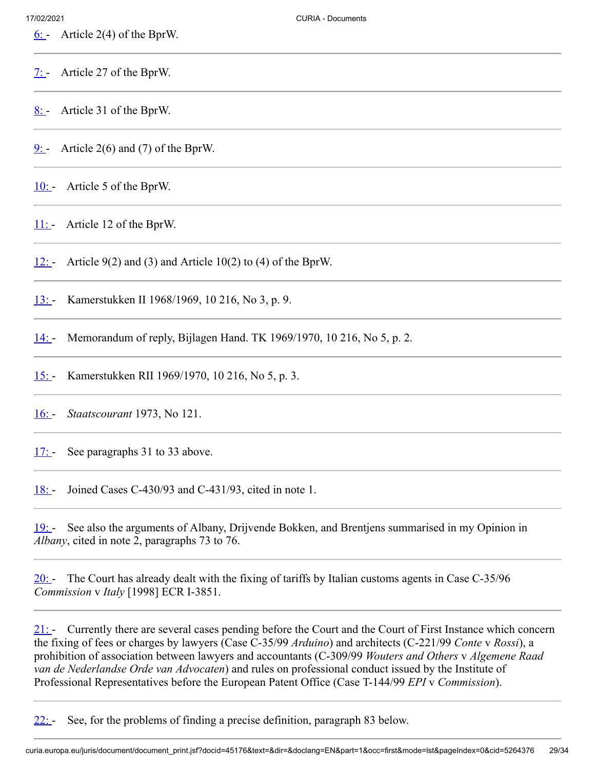6: - Article 2(4) of the BprW.

---

7: - Article 27 of the BprW.

---

8: - Article 31 of the BprW.

---

9: - Article 2(6) and (7) of the BprW.

---

10: - Article 5 of the BprW.

---

11: - Article 12 of the BprW.

---

12: - Article 9(2) and (3) and Article 10(2) to (4) of the BprW.

---

13: - Kamerstukken II 1968/1969, 10 216, No 3, p. 9.

---

14: - Memorandum of reply, Bijlagen Hand. TK 1969/1970, 10 216, No 5, p. 2.

---

15: - Kamerstukken RII 1969/1970, 10 216, No 5, p. 3.

---

16: - *Staatscourant* 1973, No 121.

---

17: - See paragraphs 31 to 33 above.

---

18: - Joined Cases C-430/93 and C-431/93, cited in note 1.

---

19: - See also the arguments of Albany, Drijvende Bokken, and Brentjens summarised in my Opinion in *Albany*, cited in note 2, paragraphs 73 to 76.

---

20: - The Court has already dealt with the fixing of tariffs by Italian customs agents in Case C-35/96 *Commission* v *Italy* [1998] ECR I-3851.

---

21: - Currently there are several cases pending before the Court and the Court of First Instance which concern the fixing of fees or charges by lawyers (Case C-35/99 *Arduino*) and architects (C-221/99 *Conte* v *Rossi*), a prohibition of association between lawyers and accountants (C-309/99 *Wouters and Others* v *Algemene Raad van de Nederlandse Orde van Advocaten*) and rules on professional conduct issued by the Institute of Professional Representatives before the European Patent Office (Case T-144/99 *EPI* v *Commission*).

---

22: - See, for the problems of finding a precise definition, paragraph 83 below.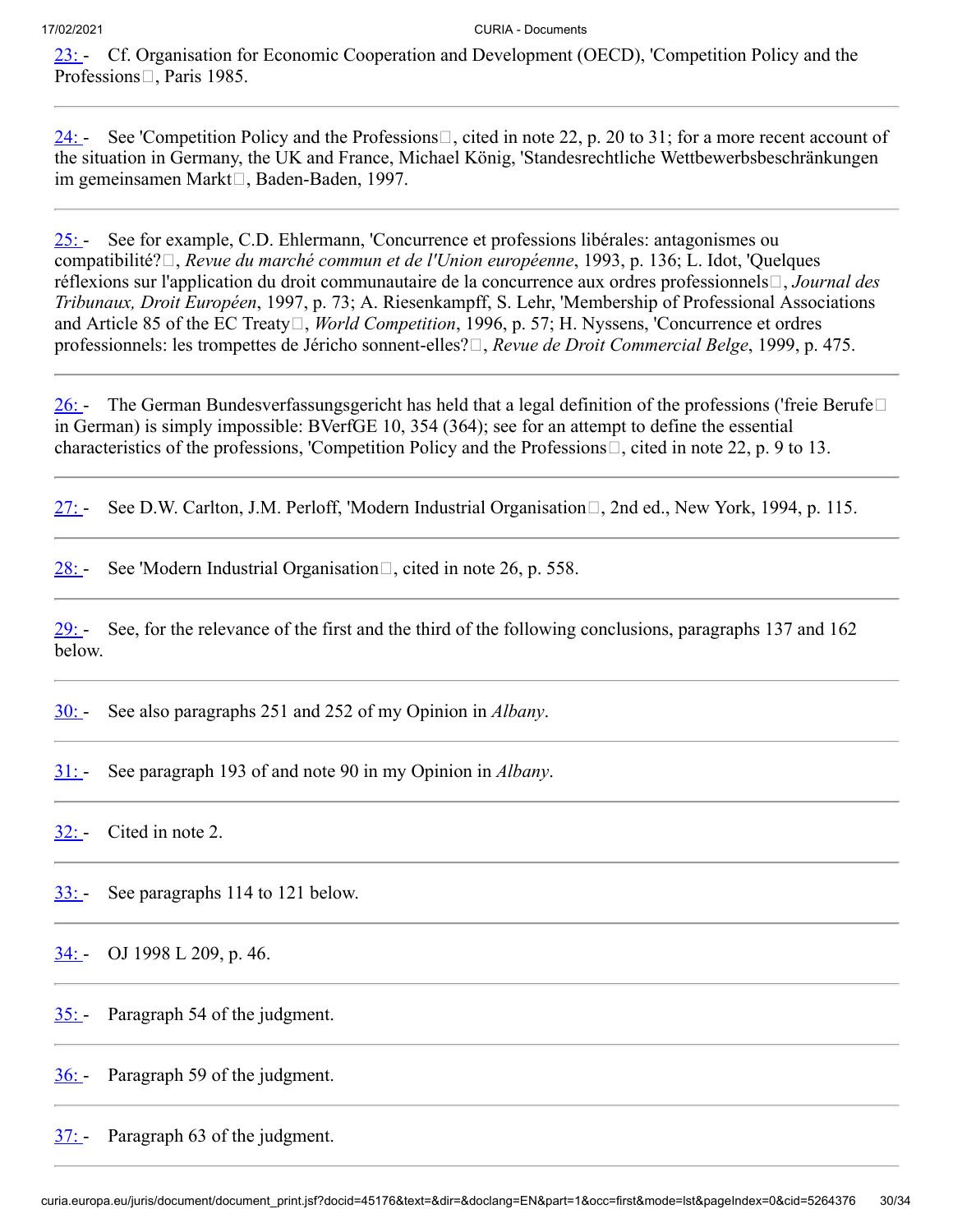23: - Cf. Organisation for Economic Cooperation and Development (OECD), 'Competition Policy and the Professions', Paris 1985.

---

24: - See 'Competition Policy and the Professions', cited in note 22, p. 20 to 31; for a more recent account of the situation in Germany, the UK and France, Michael König, 'Standesrechtliche Wettbewerbsbeschränkungen im gemeinsamen Markt', Baden-Baden, 1997.

---

25: - See for example, C.D. Ehlermann, 'Concurrence et professions libérales: antagonismes ou compatibilité?', *Revue du marché commun et de l'Union européenne*, 1993, p. 136; L. Idot, 'Quelques réflexions sur l'application du droit communautaire de la concurrence aux ordres professionnels', *Journal des Tribunaux, Droit Européen*, 1997, p. 73; A. Riesenkampff, S. Lehr, 'Membership of Professional Associations and Article 85 of the EC Treaty', *World Competition*, 1996, p. 57; H. Nyssens, 'Concurrence et ordres professionnels: les trompettes de Jéricho sonnent-elles?', *Revue de Droit Commercial Belge*, 1999, p. 475.

---

26: - The German Bundesverfassungsgericht has held that a legal definition of the professions ('freie Berufe' in German) is simply impossible: BVerfGE 10, 354 (364); see for an attempt to define the essential characteristics of the professions, 'Competition Policy and the Professions', cited in note 22, p. 9 to 13.

---

27: - See D.W. Carlton, J.M. Perloff, 'Modern Industrial Organisation', 2nd ed., New York, 1994, p. 115.

---

28: - See 'Modern Industrial Organisation', cited in note 26, p. 558.

---

29: - See, for the relevance of the first and the third of the following conclusions, paragraphs 137 and 162 below.

---

30: - See also paragraphs 251 and 252 of my Opinion in *Albany*.

---

31: - See paragraph 193 of and note 90 in my Opinion in *Albany*.

---

32: - Cited in note 2.

---

33: - See paragraphs 114 to 121 below.

---

34: - OJ 1998 L 209, p. 46.

---

35: - Paragraph 54 of the judgment.

---

36: - Paragraph 59 of the judgment.

---

37: - Paragraph 63 of the judgment.

---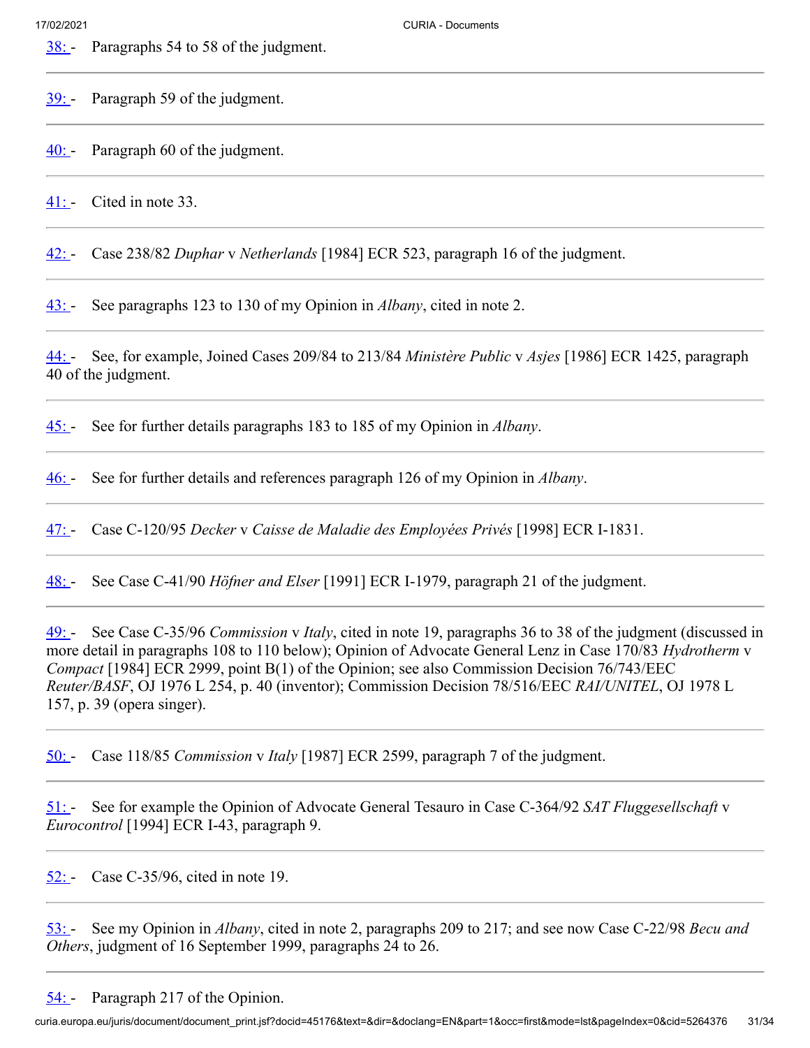38: - Paragraphs 54 to 58 of the judgment.

---

39: - Paragraph 59 of the judgment.

---

40: - Paragraph 60 of the judgment.

---

41: - Cited in note 33.

---

42: - Case 238/82 *Duphar* v *Netherlands* [1984] ECR 523, paragraph 16 of the judgment.

---

43: - See paragraphs 123 to 130 of my Opinion in *Albany*, cited in note 2.

---

44: - See, for example, Joined Cases 209/84 to 213/84 *Ministère Public* v *Asjes* [1986] ECR 1425, paragraph 40 of the judgment.

---

45: - See for further details paragraphs 183 to 185 of my Opinion in *Albany*.

---

46: - See for further details and references paragraph 126 of my Opinion in *Albany*.

---

47: - Case C-120/95 *Decker* v *Caisse de Maladie des Employées Privés* [1998] ECR I-1831.

---

48: - See Case C-41/90 *Höfner and Elser* [1991] ECR I-1979, paragraph 21 of the judgment.

---

49: - See Case C-35/96 *Commission* v *Italy*, cited in note 19, paragraphs 36 to 38 of the judgment (discussed in more detail in paragraphs 108 to 110 below); Opinion of Advocate General Lenz in Case 170/83 *Hydrotherm* v *Compact* [1984] ECR 2999, point B(1) of the Opinion; see also Commission Decision 76/743/EEC *Reuter/BASF*, OJ 1976 L 254, p. 40 (inventor); Commission Decision 78/516/EEC *RAI/UNITEL*, OJ 1978 L 157, p. 39 (opera singer).

---

50: - Case 118/85 *Commission* v *Italy* [1987] ECR 2599, paragraph 7 of the judgment.

---

51: - See for example the Opinion of Advocate General Tesauro in Case C-364/92 *SAT Fluggesellschaft* v *Eurocontrol* [1994] ECR I-43, paragraph 9.

---

52: - Case C-35/96, cited in note 19.

---

53: - See my Opinion in *Albany*, cited in note 2, paragraphs 209 to 217; and see now Case C-22/98 *Becu and Others*, judgment of 16 September 1999, paragraphs 24 to 26.

---

54: - Paragraph 217 of the Opinion.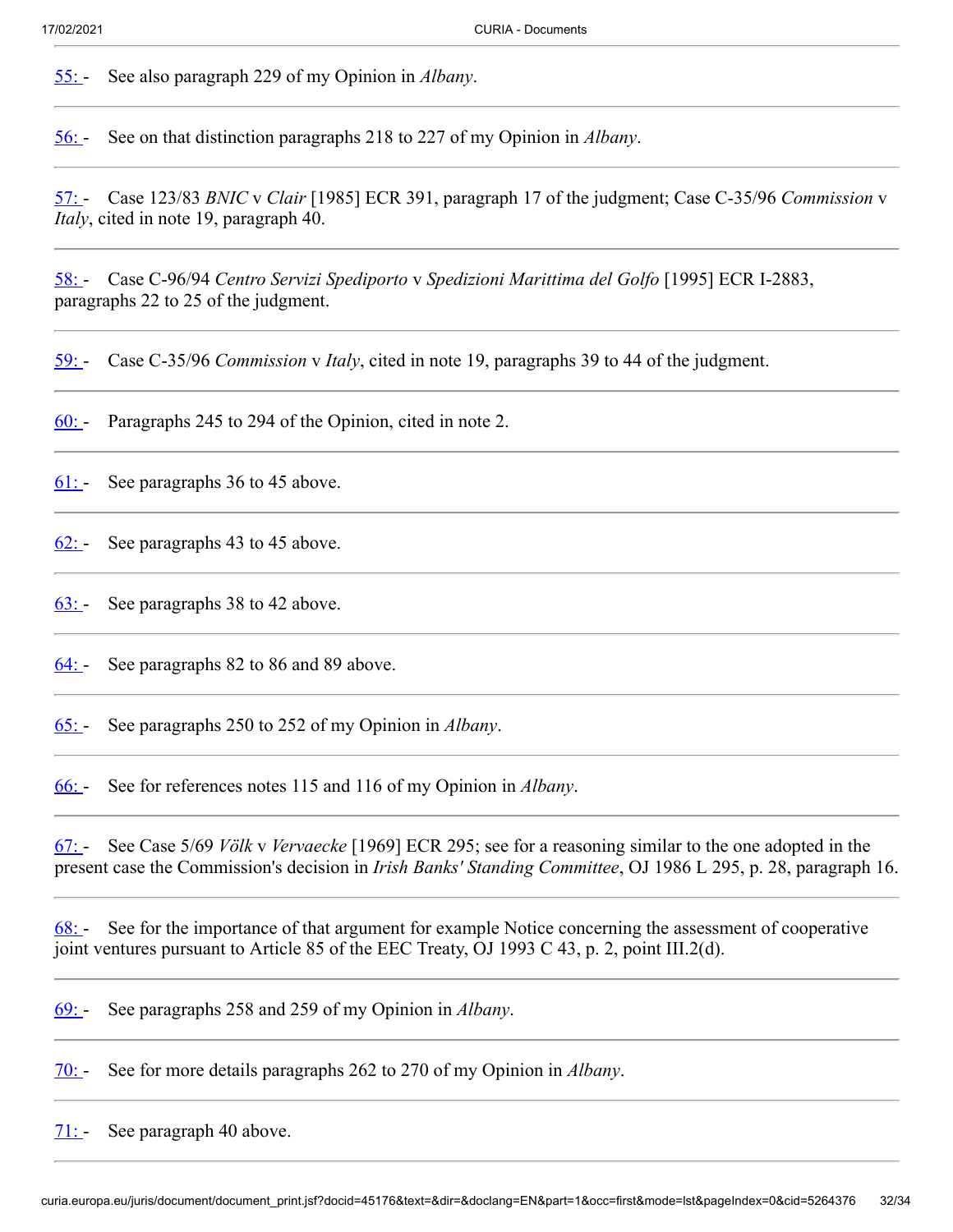55: - See also paragraph 229 of my Opinion in *Albany*.

56: - See on that distinction paragraphs 218 to 227 of my Opinion in *Albany*.

57: - Case 123/83 *BNIC* v *Clair* [1985] ECR 391, paragraph 17 of the judgment; Case C-35/96 *Commission* v *Italy*, cited in note 19, paragraph 40.

58: - Case C-96/94 *Centro Servizi Spediporto* v *Spedizioni Marittima del Golfo* [1995] ECR I-2883, paragraphs 22 to 25 of the judgment.

59: - Case C-35/96 *Commission* v *Italy*, cited in note 19, paragraphs 39 to 44 of the judgment.

60: - Paragraphs 245 to 294 of the Opinion, cited in note 2.

61: - See paragraphs 36 to 45 above.

62: - See paragraphs 43 to 45 above.

63: - See paragraphs 38 to 42 above.

64: - See paragraphs 82 to 86 and 89 above.

65: - See paragraphs 250 to 252 of my Opinion in *Albany*.

66: - See for references notes 115 and 116 of my Opinion in *Albany*.

67: - See Case 5/69 *Völk* v *Vervaecke* [1969] ECR 295; see for a reasoning similar to the one adopted in the present case the Commission's decision in *Irish Banks' Standing Committee*, OJ 1986 L 295, p. 28, paragraph 16.

68: - See for the importance of that argument for example Notice concerning the assessment of cooperative joint ventures pursuant to Article 85 of the EEC Treaty, OJ 1993 C 43, p. 2, point III.2(d).

69: - See paragraphs 258 and 259 of my Opinion in *Albany*.

70: - See for more details paragraphs 262 to 270 of my Opinion in *Albany*.

71: - See paragraph 40 above.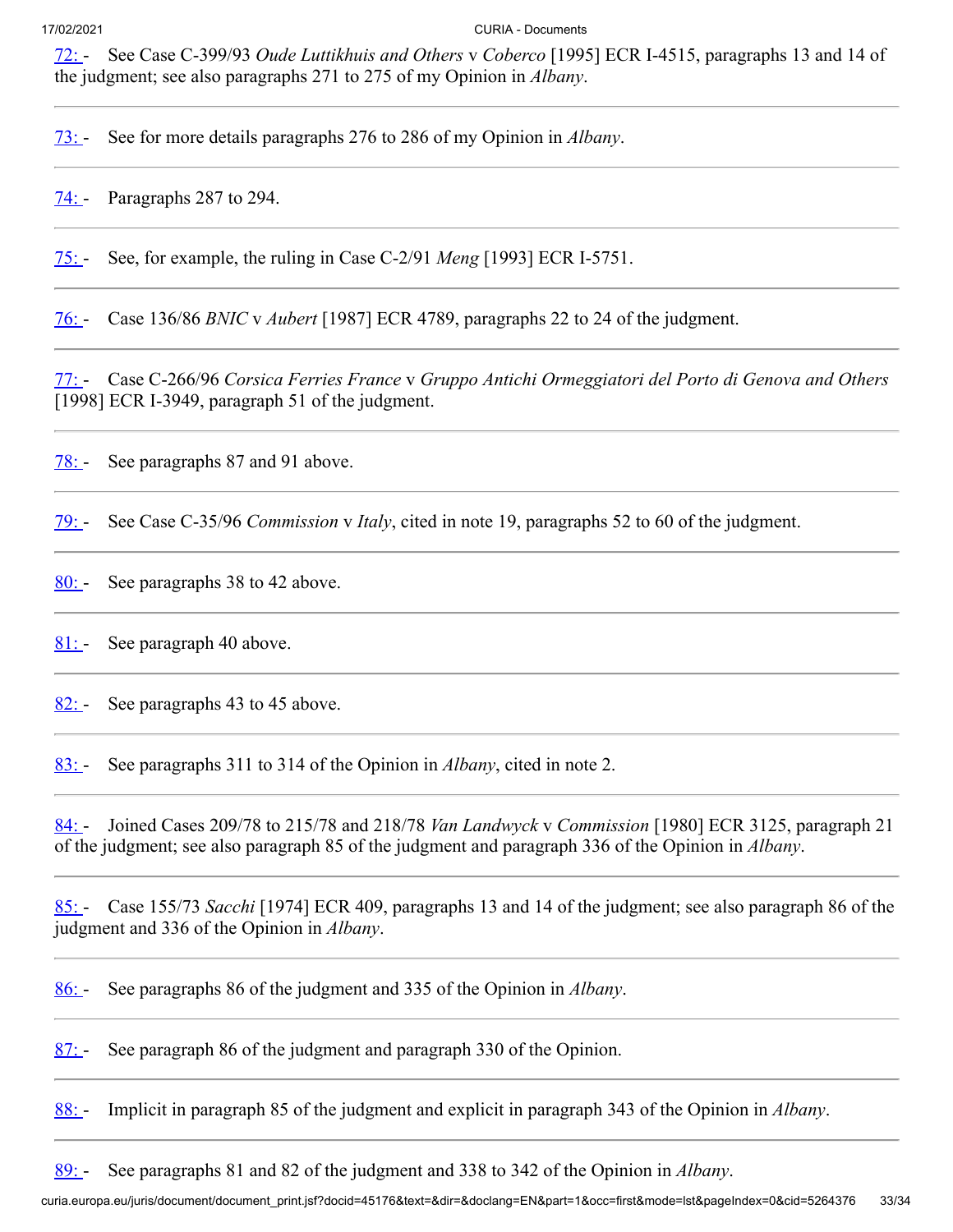72: - See Case C-399/93 *Oude Luttikhuis and Others* v *Coberco* [1995] ECR I-4515, paragraphs 13 and 14 of the judgment; see also paragraphs 271 to 275 of my Opinion in *Albany*.

---

73: - See for more details paragraphs 276 to 286 of my Opinion in *Albany*.

---

74: - Paragraphs 287 to 294.

---

75: - See, for example, the ruling in Case C-2/91 *Meng* [1993] ECR I-5751.

---

76: - Case 136/86 *BNIC* v *Aubert* [1987] ECR 4789, paragraphs 22 to 24 of the judgment.

---

77: - Case C-266/96 *Corsica Ferries France* v *Gruppo Antichi Ormeggiatori del Porto di Genova and Others* [1998] ECR I-3949, paragraph 51 of the judgment.

---

78: - See paragraphs 87 and 91 above.

---

79: - See Case C-35/96 *Commission* v *Italy*, cited in note 19, paragraphs 52 to 60 of the judgment.

---

80: - See paragraphs 38 to 42 above.

---

81: - See paragraph 40 above.

---

82: - See paragraphs 43 to 45 above.

---

83: - See paragraphs 311 to 314 of the Opinion in *Albany*, cited in note 2.

---

84: - Joined Cases 209/78 to 215/78 and 218/78 *Van Landwyck* v *Commission* [1980] ECR 3125, paragraph 21 of the judgment; see also paragraph 85 of the judgment and paragraph 336 of the Opinion in *Albany*.

---

85: - Case 155/73 *Sacchi* [1974] ECR 409, paragraphs 13 and 14 of the judgment; see also paragraph 86 of the judgment and 336 of the Opinion in *Albany*.

---

86: - See paragraphs 86 of the judgment and 335 of the Opinion in *Albany*.

---

87: - See paragraph 86 of the judgment and paragraph 330 of the Opinion.

---

88: - Implicit in paragraph 85 of the judgment and explicit in paragraph 343 of the Opinion in *Albany*.

---

89: - See paragraphs 81 and 82 of the judgment and 338 to 342 of the Opinion in *Albany*.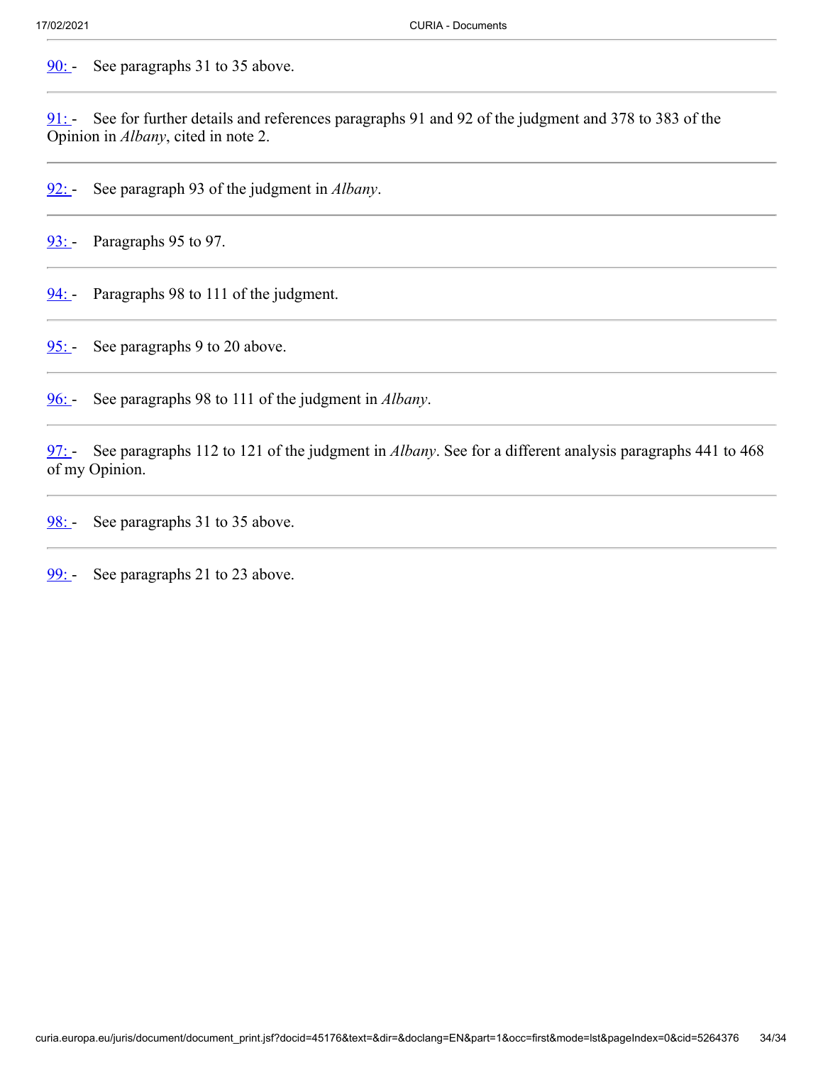90: - See paragraphs 31 to 35 above.

---

91: - See for further details and references paragraphs 91 and 92 of the judgment and 378 to 383 of the Opinion in *Albany*, cited in note 2.

---

92: - See paragraph 93 of the judgment in *Albany*.

---

93: - Paragraphs 95 to 97.

---

94: - Paragraphs 98 to 111 of the judgment.

---

95: - See paragraphs 9 to 20 above.

---

96: - See paragraphs 98 to 111 of the judgment in *Albany*.

---

97: - See paragraphs 112 to 121 of the judgment in *Albany*. See for a different analysis paragraphs 441 to 468 of my Opinion.

---

98: - See paragraphs 31 to 35 above.

---

99: - See paragraphs 21 to 23 above.